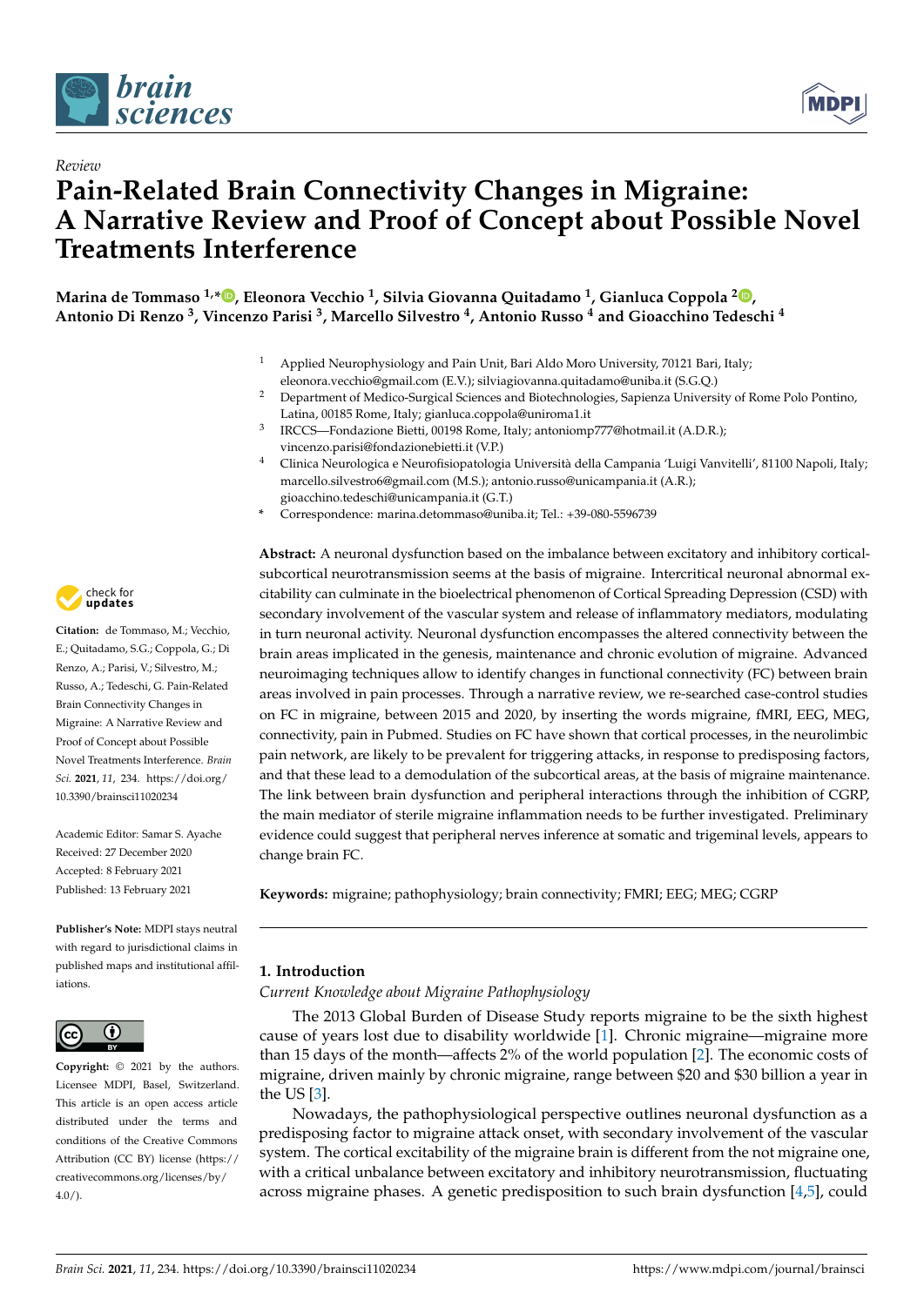*Review*

# Pain-Related Brain Connectivity Changes in Migraine: A Narrative Review and Proof of Concept about Possible Novel Treatments Interference

**Marina de Tommaso [1,*], Eleonora Vecchio [1], Silvia Giovanna Quitadamo [1], Gianluca Coppola [2], Antonio Di Renzo [3], Vincenzo Parisi [3], Marcello Silvestro [4], Antonio Russo [4] and Gioacchino Tedeschi [4]**

[1] Applied Neurophysiology and Pain Unit, Bari Aldo Moro University, 70121 Bari, Italy; eleonora.vecchio@gmail.com (E.V.); silviagiovanna.quitadamo@uniba.it (S.G.Q.)

[2] Department of Medico-Surgical Sciences and Biotechnologies, Sapienza University of Rome Polo Pontino, Latina, 00185 Rome, Italy; gianluca.coppola@uniroma1.it

[3] IRCCS—Fondazione Bietti, 00198 Rome, Italy; antoniomp777@hotmail.it (A.D.R.); vincenzo.parisi@fondazionebietti.it (V.P.)

[4] Clinica Neurologica e Neurofisiopatologia Università della Campania 'Luigi Vanvitelli', 81100 Napoli, Italy; marcello.silvestro6@gmail.com (M.S.); antonio.russo@unicampania.it (A.R.); gioacchino.tedeschi@unicampania.it (G.T.)

\* Correspondence: marina.detommaso@uniba.it; Tel.: +39-080-5596739

**Citation:** de Tommaso, M.; Vecchio, E.; Quitadamo, S.G.; Coppola, G.; Di Renzo, A.; Parisi, V.; Silvestro, M.; Russo, A.; Tedeschi, G. Pain-Related Brain Connectivity Changes in Migraine: A Narrative Review and Proof of Concept about Possible Novel Treatments Interference. *Brain Sci.* **2021**, *11*, 234. https://doi.org/10.3390/brainsci11020234

Academic Editor: Samar S. Ayache

Received: 27 December 2020
Accepted: 8 February 2021
Published: 13 February 2021

**Publisher's Note:** MDPI stays neutral with regard to jurisdictional claims in published maps and institutional affiliations.

**Copyright:** © 2021 by the authors. Licensee MDPI, Basel, Switzerland. This article is an open access article distributed under the terms and conditions of the Creative Commons Attribution (CC BY) license (https://creativecommons.org/licenses/by/4.0/).

**Abstract:** A neuronal dysfunction based on the imbalance between excitatory and inhibitory cortical-subcortical neurotransmission seems at the basis of migraine. Intercritical neuronal abnormal excitability can culminate in the bioelectrical phenomenon of Cortical Spreading Depression (CSD) with secondary involvement of the vascular system and release of inflammatory mediators, modulating in turn neuronal activity. Neuronal dysfunction encompasses the altered connectivity between the brain areas implicated in the genesis, maintenance and chronic evolution of migraine. Advanced neuroimaging techniques allow to identify changes in functional connectivity (FC) between brain areas involved in pain processes. Through a narrative review, we re-searched case-control studies on FC in migraine, between 2015 and 2020, by inserting the words migraine, fMRI, EEG, MEG, connectivity, pain in Pubmed. Studies on FC have shown that cortical processes, in the neurolimbic pain network, are likely to be prevalent for triggering attacks, in response to predisposing factors, and that these lead to a demodulation of the subcortical areas, at the basis of migraine maintenance. The link between brain dysfunction and peripheral interactions through the inhibition of CGRP, the main mediator of sterile migraine inflammation needs to be further investigated. Preliminary evidence could suggest that peripheral nerves inference at somatic and trigeminal levels, appears to change brain FC.

**Keywords:** migraine; pathophysiology; brain connectivity; FMRI; EEG; MEG; CGRP

## 1. Introduction

*Current Knowledge about Migraine Pathophysiology*

The 2013 Global Burden of Disease Study reports migraine to be the sixth highest cause of years lost due to disability worldwide [1]. Chronic migraine—migraine more than 15 days of the month—affects 2% of the world population [2]. The economic costs of migraine, driven mainly by chronic migraine, range between \$20 and \$30 billion a year in the US [3].

Nowadays, the pathophysiological perspective outlines neuronal dysfunction as a predisposing factor to migraine attack onset, with secondary involvement of the vascular system. The cortical excitability of the migraine brain is different from the not migraine one, with a critical unbalance between excitatory and inhibitory neurotransmission, fluctuating across migraine phases. A genetic predisposition to such brain dysfunction [4,5], could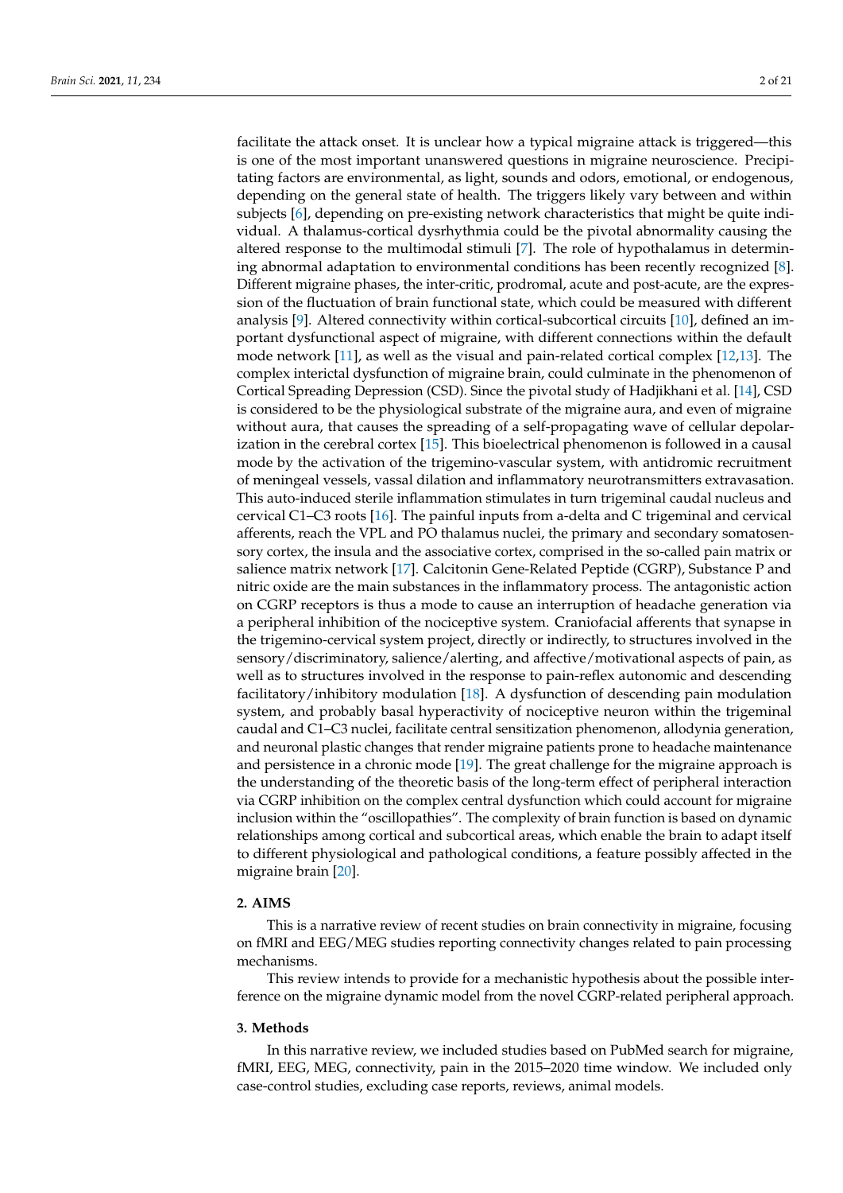facilitate the attack onset. It is unclear how a typical migraine attack is triggered—this is one of the most important unanswered questions in migraine neuroscience. Precipitating factors are environmental, as light, sounds and odors, emotional, or endogenous, depending on the general state of health. The triggers likely vary between and within subjects [6], depending on pre-existing network characteristics that might be quite individual. A thalamus-cortical dysrhythmia could be the pivotal abnormality causing the altered response to the multimodal stimuli [7]. The role of hypothalamus in determining abnormal adaptation to environmental conditions has been recently recognized [8]. Different migraine phases, the inter-critic, prodromal, acute and post-acute, are the expression of the fluctuation of brain functional state, which could be measured with different analysis [9]. Altered connectivity within cortical-subcortical circuits [10], defined an important dysfunctional aspect of migraine, with different connections within the default mode network [11], as well as the visual and pain-related cortical complex [12,13]. The complex interictal dysfunction of migraine brain, could culminate in the phenomenon of Cortical Spreading Depression (CSD). Since the pivotal study of Hadjikhani et al. [14], CSD is considered to be the physiological substrate of the migraine aura, and even of migraine without aura, that causes the spreading of a self-propagating wave of cellular depolarization in the cerebral cortex [15]. This bioelectrical phenomenon is followed in a causal mode by the activation of the trigemino-vascular system, with antidromic recruitment of meningeal vessels, vassal dilation and inflammatory neurotransmitters extravasation. This auto-induced sterile inflammation stimulates in turn trigeminal caudal nucleus and cervical C1–C3 roots [16]. The painful inputs from a-delta and C trigeminal and cervical afferents, reach the VPL and PO thalamus nuclei, the primary and secondary somatosensory cortex, the insula and the associative cortex, comprised in the so-called pain matrix or salience matrix network [17]. Calcitonin Gene-Related Peptide (CGRP), Substance P and nitric oxide are the main substances in the inflammatory process. The antagonistic action on CGRP receptors is thus a mode to cause an interruption of headache generation via a peripheral inhibition of the nociceptive system. Craniofacial afferents that synapse in the trigemino-cervical system project, directly or indirectly, to structures involved in the sensory/discriminatory, salience/alerting, and affective/motivational aspects of pain, as well as to structures involved in the response to pain-reflex autonomic and descending facilitatory/inhibitory modulation [18]. A dysfunction of descending pain modulation system, and probably basal hyperactivity of nociceptive neuron within the trigeminal caudal and C1–C3 nuclei, facilitate central sensitization phenomenon, allodynia generation, and neuronal plastic changes that render migraine patients prone to headache maintenance and persistence in a chronic mode [19]. The great challenge for the migraine approach is the understanding of the theoretic basis of the long-term effect of peripheral interaction via CGRP inhibition on the complex central dysfunction which could account for migraine inclusion within the "oscillopathies". The complexity of brain function is based on dynamic relationships among cortical and subcortical areas, which enable the brain to adapt itself to different physiological and pathological conditions, a feature possibly affected in the migraine brain [20].

## 2. AIMS

This is a narrative review of recent studies on brain connectivity in migraine, focusing on fMRI and EEG/MEG studies reporting connectivity changes related to pain processing mechanisms.

This review intends to provide for a mechanistic hypothesis about the possible interference on the migraine dynamic model from the novel CGRP-related peripheral approach.

## 3. Methods

In this narrative review, we included studies based on PubMed search for migraine, fMRI, EEG, MEG, connectivity, pain in the 2015–2020 time window. We included only case-control studies, excluding case reports, reviews, animal models.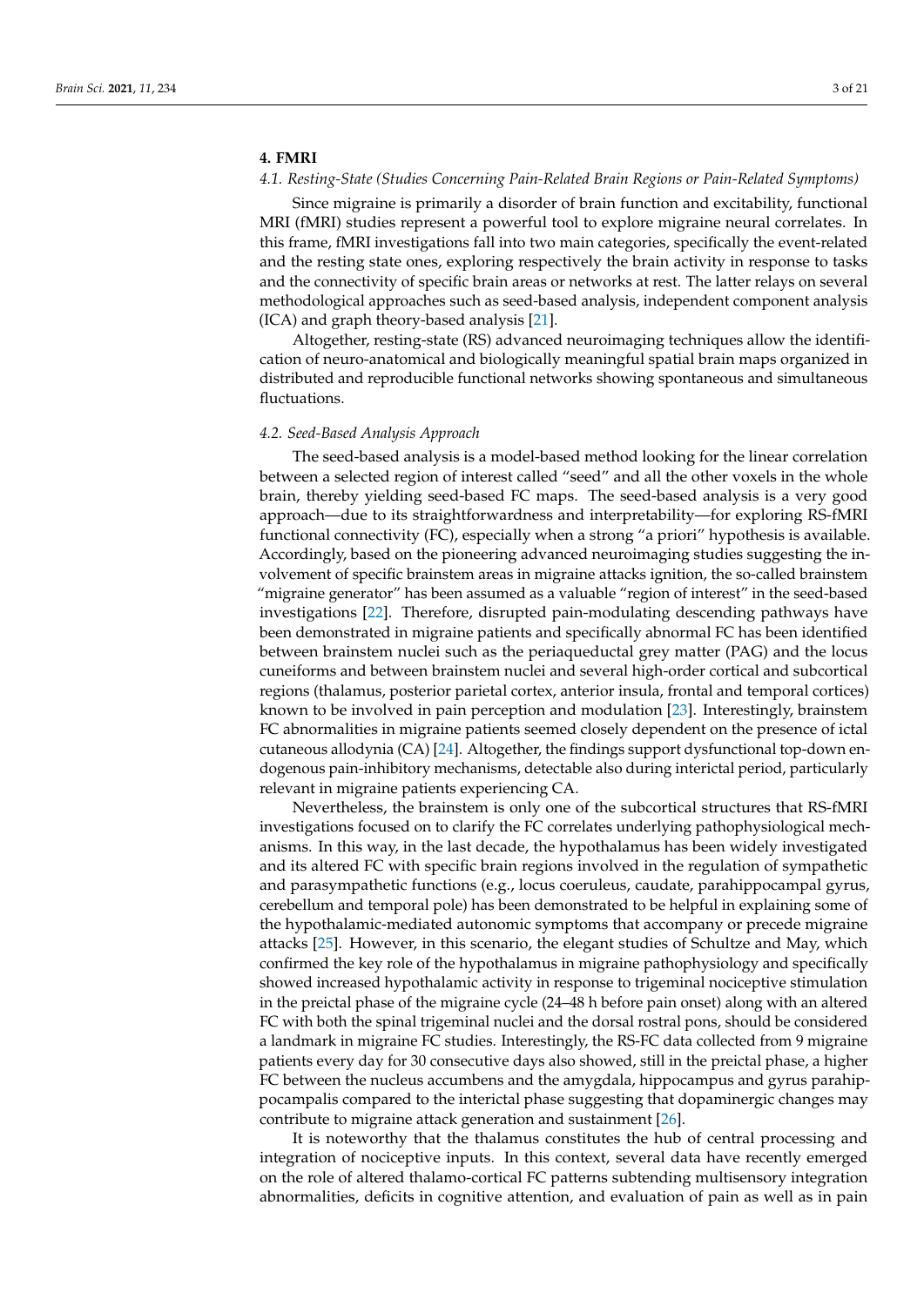## 4. FMRI

### *4.1. Resting-State (Studies Concerning Pain-Related Brain Regions or Pain-Related Symptoms)*

Since migraine is primarily a disorder of brain function and excitability, functional MRI (fMRI) studies represent a powerful tool to explore migraine neural correlates. In this frame, fMRI investigations fall into two main categories, specifically the event-related and the resting state ones, exploring respectively the brain activity in response to tasks and the connectivity of specific brain areas or networks at rest. The latter relays on several methodological approaches such as seed-based analysis, independent component analysis (ICA) and graph theory-based analysis [21].

Altogether, resting-state (RS) advanced neuroimaging techniques allow the identification of neuro-anatomical and biologically meaningful spatial brain maps organized in distributed and reproducible functional networks showing spontaneous and simultaneous fluctuations.

### *4.2. Seed-Based Analysis Approach*

The seed-based analysis is a model-based method looking for the linear correlation between a selected region of interest called "seed" and all the other voxels in the whole brain, thereby yielding seed-based FC maps. The seed-based analysis is a very good approach—due to its straightforwardness and interpretability—for exploring RS-fMRI functional connectivity (FC), especially when a strong "a priori" hypothesis is available. Accordingly, based on the pioneering advanced neuroimaging studies suggesting the involvement of specific brainstem areas in migraine attacks ignition, the so-called brainstem "migraine generator" has been assumed as a valuable "region of interest" in the seed-based investigations [22]. Therefore, disrupted pain-modulating descending pathways have been demonstrated in migraine patients and specifically abnormal FC has been identified between brainstem nuclei such as the periaqueductal grey matter (PAG) and the locus cuneiforms and between brainstem nuclei and several high-order cortical and subcortical regions (thalamus, posterior parietal cortex, anterior insula, frontal and temporal cortices) known to be involved in pain perception and modulation [23]. Interestingly, brainstem FC abnormalities in migraine patients seemed closely dependent on the presence of ictal cutaneous allodynia (CA) [24]. Altogether, the findings support dysfunctional top-down endogenous pain-inhibitory mechanisms, detectable also during interictal period, particularly relevant in migraine patients experiencing CA.

Nevertheless, the brainstem is only one of the subcortical structures that RS-fMRI investigations focused on to clarify the FC correlates underlying pathophysiological mechanisms. In this way, in the last decade, the hypothalamus has been widely investigated and its altered FC with specific brain regions involved in the regulation of sympathetic and parasympathetic functions (e.g., locus coeruleus, caudate, parahippocampal gyrus, cerebellum and temporal pole) has been demonstrated to be helpful in explaining some of the hypothalamic-mediated autonomic symptoms that accompany or precede migraine attacks [25]. However, in this scenario, the elegant studies of Schultze and May, which confirmed the key role of the hypothalamus in migraine pathophysiology and specifically showed increased hypothalamic activity in response to trigeminal nociceptive stimulation in the preictal phase of the migraine cycle (24–48 h before pain onset) along with an altered FC with both the spinal trigeminal nuclei and the dorsal rostral pons, should be considered a landmark in migraine FC studies. Interestingly, the RS-FC data collected from 9 migraine patients every day for 30 consecutive days also showed, still in the preictal phase, a higher FC between the nucleus accumbens and the amygdala, hippocampus and gyrus parahippocampalis compared to the interictal phase suggesting that dopaminergic changes may contribute to migraine attack generation and sustainment [26].

It is noteworthy that the thalamus constitutes the hub of central processing and integration of nociceptive inputs. In this context, several data have recently emerged on the role of altered thalamo-cortical FC patterns subtending multisensory integration abnormalities, deficits in cognitive attention, and evaluation of pain as well as in pain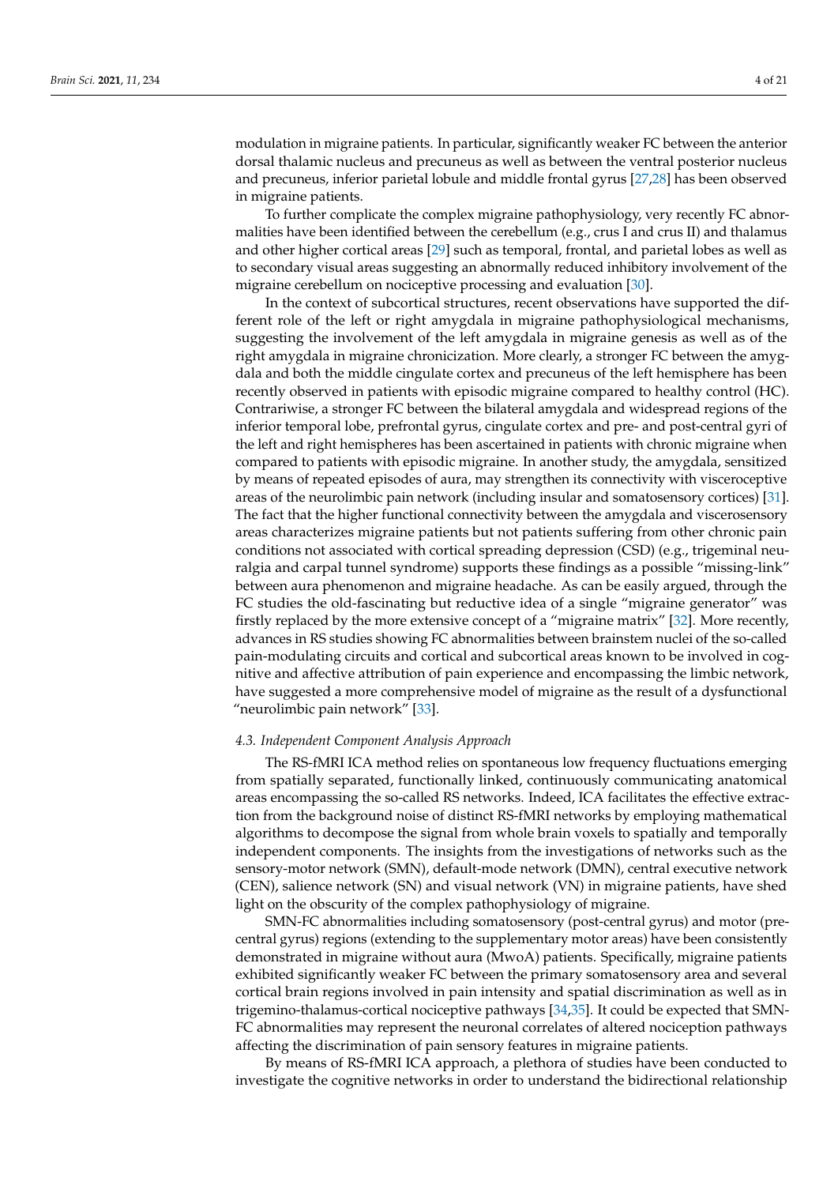modulation in migraine patients. In particular, significantly weaker FC between the anterior dorsal thalamic nucleus and precuneus as well as between the ventral posterior nucleus and precuneus, inferior parietal lobule and middle frontal gyrus [27,28] has been observed in migraine patients.

To further complicate the complex migraine pathophysiology, very recently FC abnormalities have been identified between the cerebellum (e.g., crus I and crus II) and thalamus and other higher cortical areas [29] such as temporal, frontal, and parietal lobes as well as to secondary visual areas suggesting an abnormally reduced inhibitory involvement of the migraine cerebellum on nociceptive processing and evaluation [30].

In the context of subcortical structures, recent observations have supported the different role of the left or right amygdala in migraine pathophysiological mechanisms, suggesting the involvement of the left amygdala in migraine genesis as well as of the right amygdala in migraine chronicization. More clearly, a stronger FC between the amygdala and both the middle cingulate cortex and precuneus of the left hemisphere has been recently observed in patients with episodic migraine compared to healthy control (HC). Contrariwise, a stronger FC between the bilateral amygdala and widespread regions of the inferior temporal lobe, prefrontal gyrus, cingulate cortex and pre- and post-central gyri of the left and right hemispheres has been ascertained in patients with chronic migraine when compared to patients with episodic migraine. In another study, the amygdala, sensitized by means of repeated episodes of aura, may strengthen its connectivity with visceroceptive areas of the neurolimbic pain network (including insular and somatosensory cortices) [31]. The fact that the higher functional connectivity between the amygdala and viscerosensory areas characterizes migraine patients but not patients suffering from other chronic pain conditions not associated with cortical spreading depression (CSD) (e.g., trigeminal neuralgia and carpal tunnel syndrome) supports these findings as a possible "missing-link" between aura phenomenon and migraine headache. As can be easily argued, through the FC studies the old-fascinating but reductive idea of a single "migraine generator" was firstly replaced by the more extensive concept of a "migraine matrix" [32]. More recently, advances in RS studies showing FC abnormalities between brainstem nuclei of the so-called pain-modulating circuits and cortical and subcortical areas known to be involved in cognitive and affective attribution of pain experience and encompassing the limbic network, have suggested a more comprehensive model of migraine as the result of a dysfunctional "neurolimbic pain network" [33].

### 4.3. Independent Component Analysis Approach

The RS-fMRI ICA method relies on spontaneous low frequency fluctuations emerging from spatially separated, functionally linked, continuously communicating anatomical areas encompassing the so-called RS networks. Indeed, ICA facilitates the effective extraction from the background noise of distinct RS-fMRI networks by employing mathematical algorithms to decompose the signal from whole brain voxels to spatially and temporally independent components. The insights from the investigations of networks such as the sensory-motor network (SMN), default-mode network (DMN), central executive network (CEN), salience network (SN) and visual network (VN) in migraine patients, have shed light on the obscurity of the complex pathophysiology of migraine.

SMN-FC abnormalities including somatosensory (post-central gyrus) and motor (pre-central gyrus) regions (extending to the supplementary motor areas) have been consistently demonstrated in migraine without aura (MwoA) patients. Specifically, migraine patients exhibited significantly weaker FC between the primary somatosensory area and several cortical brain regions involved in pain intensity and spatial discrimination as well as in trigemino-thalamus-cortical nociceptive pathways [34,35]. It could be expected that SMN-FC abnormalities may represent the neuronal correlates of altered nociception pathways affecting the discrimination of pain sensory features in migraine patients.

By means of RS-fMRI ICA approach, a plethora of studies have been conducted to investigate the cognitive networks in order to understand the bidirectional relationship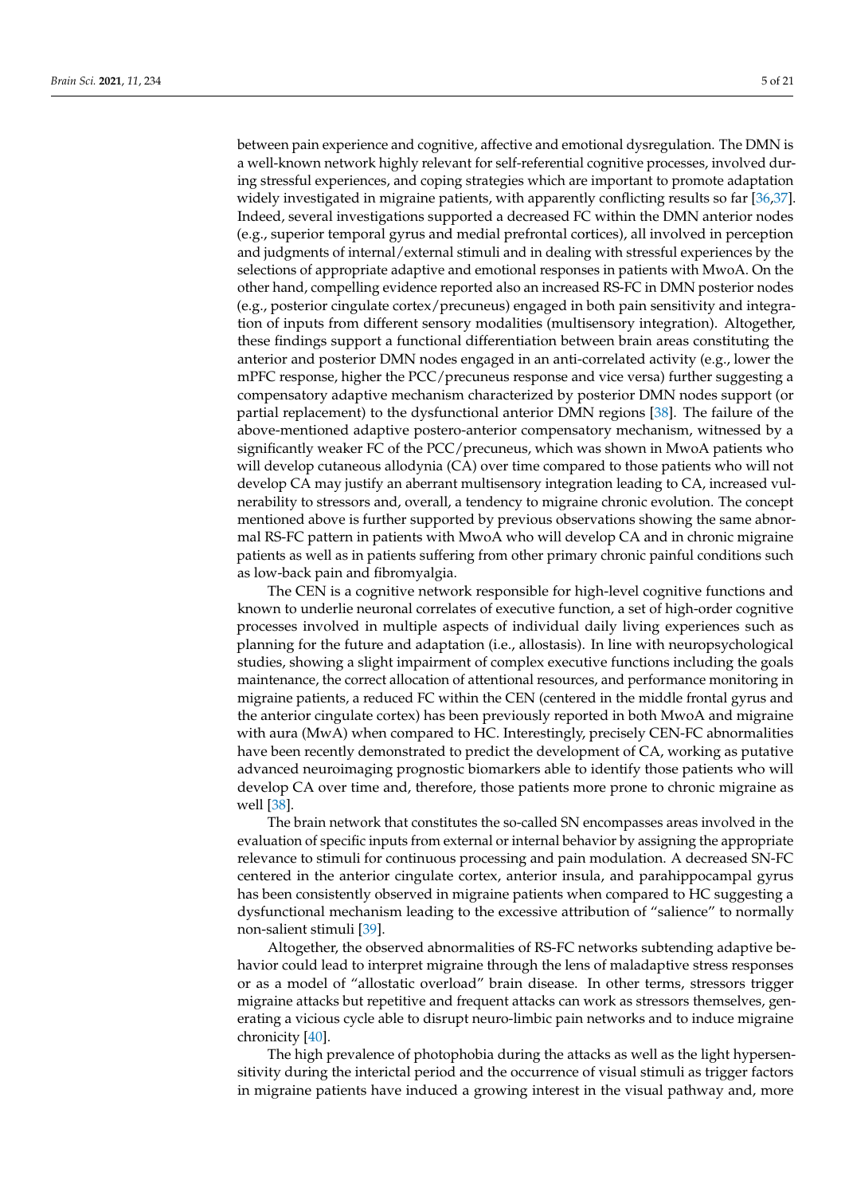between pain experience and cognitive, affective and emotional dysregulation. The DMN is a well-known network highly relevant for self-referential cognitive processes, involved during stressful experiences, and coping strategies which are important to promote adaptation widely investigated in migraine patients, with apparently conflicting results so far [36,37]. Indeed, several investigations supported a decreased FC within the DMN anterior nodes (e.g., superior temporal gyrus and medial prefrontal cortices), all involved in perception and judgments of internal/external stimuli and in dealing with stressful experiences by the selections of appropriate adaptive and emotional responses in patients with MwoA. On the other hand, compelling evidence reported also an increased RS-FC in DMN posterior nodes (e.g., posterior cingulate cortex/precuneus) engaged in both pain sensitivity and integration of inputs from different sensory modalities (multisensory integration). Altogether, these findings support a functional differentiation between brain areas constituting the anterior and posterior DMN nodes engaged in an anti-correlated activity (e.g., lower the mPFC response, higher the PCC/precuneus response and vice versa) further suggesting a compensatory adaptive mechanism characterized by posterior DMN nodes support (or partial replacement) to the dysfunctional anterior DMN regions [38]. The failure of the above-mentioned adaptive postero-anterior compensatory mechanism, witnessed by a significantly weaker FC of the PCC/precuneus, which was shown in MwoA patients who will develop cutaneous allodynia (CA) over time compared to those patients who will not develop CA may justify an aberrant multisensory integration leading to CA, increased vulnerability to stressors and, overall, a tendency to migraine chronic evolution. The concept mentioned above is further supported by previous observations showing the same abnormal RS-FC pattern in patients with MwoA who will develop CA and in chronic migraine patients as well as in patients suffering from other primary chronic painful conditions such as low-back pain and fibromyalgia.

The CEN is a cognitive network responsible for high-level cognitive functions and known to underlie neuronal correlates of executive function, a set of high-order cognitive processes involved in multiple aspects of individual daily living experiences such as planning for the future and adaptation (i.e., allostasis). In line with neuropsychological studies, showing a slight impairment of complex executive functions including the goals maintenance, the correct allocation of attentional resources, and performance monitoring in migraine patients, a reduced FC within the CEN (centered in the middle frontal gyrus and the anterior cingulate cortex) has been previously reported in both MwoA and migraine with aura (MwA) when compared to HC. Interestingly, precisely CEN-FC abnormalities have been recently demonstrated to predict the development of CA, working as putative advanced neuroimaging prognostic biomarkers able to identify those patients who will develop CA over time and, therefore, those patients more prone to chronic migraine as well [38].

The brain network that constitutes the so-called SN encompasses areas involved in the evaluation of specific inputs from external or internal behavior by assigning the appropriate relevance to stimuli for continuous processing and pain modulation. A decreased SN-FC centered in the anterior cingulate cortex, anterior insula, and parahippocampal gyrus has been consistently observed in migraine patients when compared to HC suggesting a dysfunctional mechanism leading to the excessive attribution of "salience" to normally non-salient stimuli [39].

Altogether, the observed abnormalities of RS-FC networks subtending adaptive behavior could lead to interpret migraine through the lens of maladaptive stress responses or as a model of "allostatic overload" brain disease. In other terms, stressors trigger migraine attacks but repetitive and frequent attacks can work as stressors themselves, generating a vicious cycle able to disrupt neuro-limbic pain networks and to induce migraine chronicity [40].

The high prevalence of photophobia during the attacks as well as the light hypersensitivity during the interictal period and the occurrence of visual stimuli as trigger factors in migraine patients have induced a growing interest in the visual pathway and, more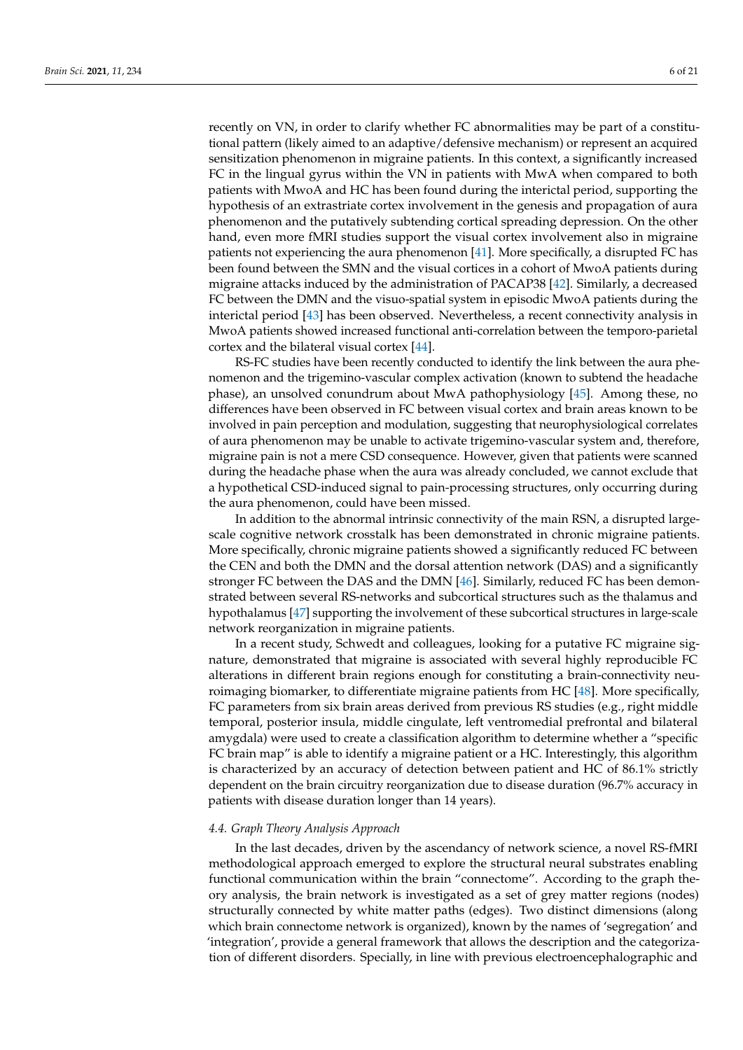recently on VN, in order to clarify whether FC abnormalities may be part of a constitutional pattern (likely aimed to an adaptive/defensive mechanism) or represent an acquired sensitization phenomenon in migraine patients. In this context, a significantly increased FC in the lingual gyrus within the VN in patients with MwA when compared to both patients with MwoA and HC has been found during the interictal period, supporting the hypothesis of an extrastriate cortex involvement in the genesis and propagation of aura phenomenon and the putatively subtending cortical spreading depression. On the other hand, even more fMRI studies support the visual cortex involvement also in migraine patients not experiencing the aura phenomenon [41]. More specifically, a disrupted FC has been found between the SMN and the visual cortices in a cohort of MwoA patients during migraine attacks induced by the administration of PACAP38 [42]. Similarly, a decreased FC between the DMN and the visuo-spatial system in episodic MwoA patients during the interictal period [43] has been observed. Nevertheless, a recent connectivity analysis in MwoA patients showed increased functional anti-correlation between the temporo-parietal cortex and the bilateral visual cortex [44].

RS-FC studies have been recently conducted to identify the link between the aura phenomenon and the trigemino-vascular complex activation (known to subtend the headache phase), an unsolved conundrum about MwA pathophysiology [45]. Among these, no differences have been observed in FC between visual cortex and brain areas known to be involved in pain perception and modulation, suggesting that neurophysiological correlates of aura phenomenon may be unable to activate trigemino-vascular system and, therefore, migraine pain is not a mere CSD consequence. However, given that patients were scanned during the headache phase when the aura was already concluded, we cannot exclude that a hypothetical CSD-induced signal to pain-processing structures, only occurring during the aura phenomenon, could have been missed.

In addition to the abnormal intrinsic connectivity of the main RSN, a disrupted large-scale cognitive network crosstalk has been demonstrated in chronic migraine patients. More specifically, chronic migraine patients showed a significantly reduced FC between the CEN and both the DMN and the dorsal attention network (DAS) and a significantly stronger FC between the DAS and the DMN [46]. Similarly, reduced FC has been demonstrated between several RS-networks and subcortical structures such as the thalamus and hypothalamus [47] supporting the involvement of these subcortical structures in large-scale network reorganization in migraine patients.

In a recent study, Schwedt and colleagues, looking for a putative FC migraine signature, demonstrated that migraine is associated with several highly reproducible FC alterations in different brain regions enough for constituting a brain-connectivity neuroimaging biomarker, to differentiate migraine patients from HC [48]. More specifically, FC parameters from six brain areas derived from previous RS studies (e.g., right middle temporal, posterior insula, middle cingulate, left ventromedial prefrontal and bilateral amygdala) were used to create a classification algorithm to determine whether a "specific FC brain map" is able to identify a migraine patient or a HC. Interestingly, this algorithm is characterized by an accuracy of detection between patient and HC of 86.1% strictly dependent on the brain circuitry reorganization due to disease duration (96.7% accuracy in patients with disease duration longer than 14 years).

### *4.4. Graph Theory Analysis Approach*

In the last decades, driven by the ascendancy of network science, a novel RS-fMRI methodological approach emerged to explore the structural neural substrates enabling functional communication within the brain "connectome". According to the graph theory analysis, the brain network is investigated as a set of grey matter regions (nodes) structurally connected by white matter paths (edges). Two distinct dimensions (along which brain connectome network is organized), known by the names of 'segregation' and 'integration', provide a general framework that allows the description and the categorization of different disorders. Specially, in line with previous electroencephalographic and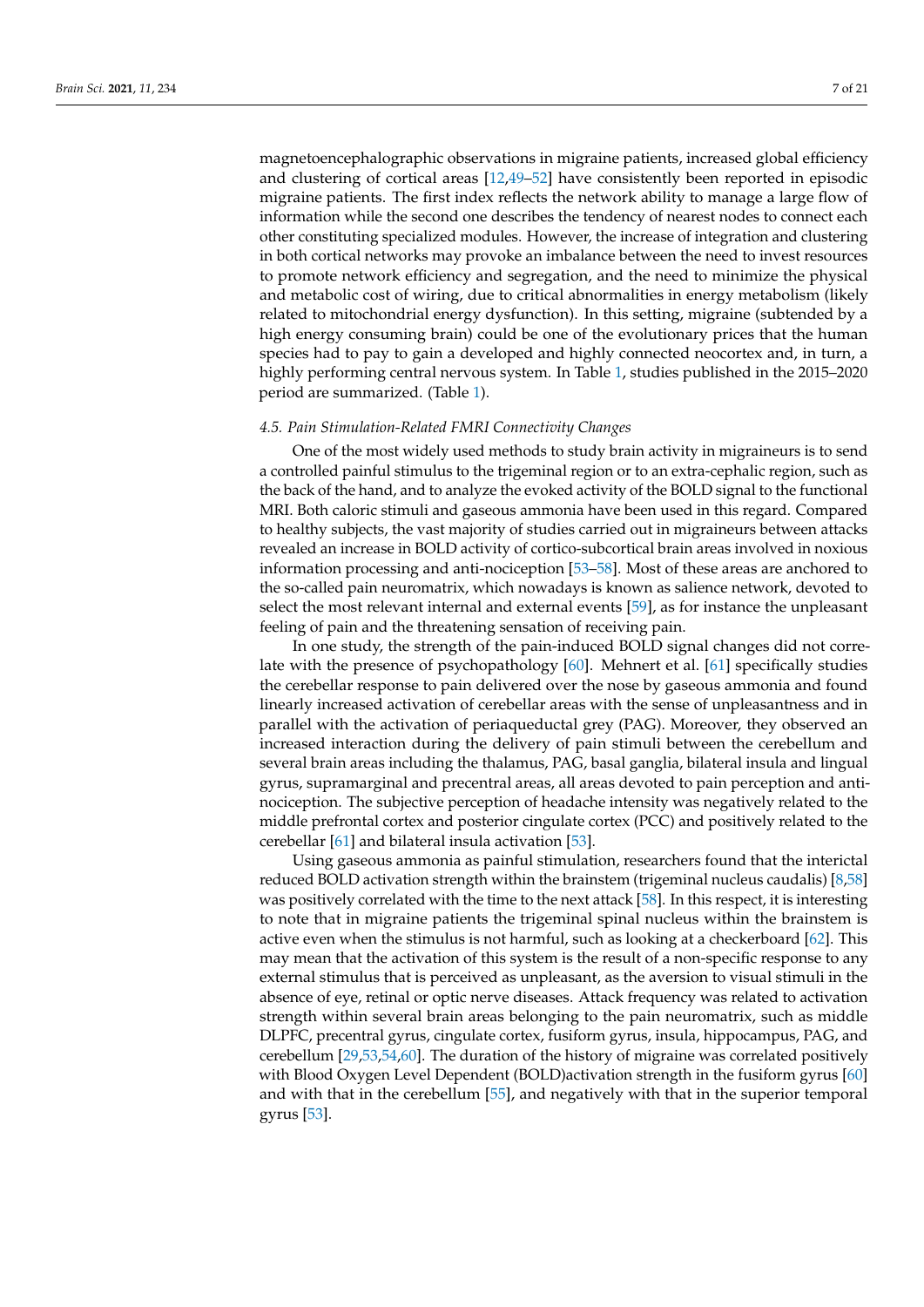magnetoencephalographic observations in migraine patients, increased global efficiency and clustering of cortical areas [12,49–52] have consistently been reported in episodic migraine patients. The first index reflects the network ability to manage a large flow of information while the second one describes the tendency of nearest nodes to connect each other constituting specialized modules. However, the increase of integration and clustering in both cortical networks may provoke an imbalance between the need to invest resources to promote network efficiency and segregation, and the need to minimize the physical and metabolic cost of wiring, due to critical abnormalities in energy metabolism (likely related to mitochondrial energy dysfunction). In this setting, migraine (subtended by a high energy consuming brain) could be one of the evolutionary prices that the human species had to pay to gain a developed and highly connected neocortex and, in turn, a highly performing central nervous system. In Table 1, studies published in the 2015–2020 period are summarized. (Table 1).

#### *4.5. Pain Stimulation-Related FMRI Connectivity Changes*

One of the most widely used methods to study brain activity in migraineurs is to send a controlled painful stimulus to the trigeminal region or to an extra-cephalic region, such as the back of the hand, and to analyze the evoked activity of the BOLD signal to the functional MRI. Both caloric stimuli and gaseous ammonia have been used in this regard. Compared to healthy subjects, the vast majority of studies carried out in migraineurs between attacks revealed an increase in BOLD activity of cortico-subcortical brain areas involved in noxious information processing and anti-nociception [53–58]. Most of these areas are anchored to the so-called pain neuromatrix, which nowadays is known as salience network, devoted to select the most relevant internal and external events [59], as for instance the unpleasant feeling of pain and the threatening sensation of receiving pain.

In one study, the strength of the pain-induced BOLD signal changes did not correlate with the presence of psychopathology [60]. Mehnert et al. [61] specifically studies the cerebellar response to pain delivered over the nose by gaseous ammonia and found linearly increased activation of cerebellar areas with the sense of unpleasantness and in parallel with the activation of periaqueductal grey (PAG). Moreover, they observed an increased interaction during the delivery of pain stimuli between the cerebellum and several brain areas including the thalamus, PAG, basal ganglia, bilateral insula and lingual gyrus, supramarginal and precentral areas, all areas devoted to pain perception and anti-nociception. The subjective perception of headache intensity was negatively related to the middle prefrontal cortex and posterior cingulate cortex (PCC) and positively related to the cerebellar [61] and bilateral insula activation [53].

Using gaseous ammonia as painful stimulation, researchers found that the interictal reduced BOLD activation strength within the brainstem (trigeminal nucleus caudalis) [8,58] was positively correlated with the time to the next attack [58]. In this respect, it is interesting to note that in migraine patients the trigeminal spinal nucleus within the brainstem is active even when the stimulus is not harmful, such as looking at a checkerboard [62]. This may mean that the activation of this system is the result of a non-specific response to any external stimulus that is perceived as unpleasant, as the aversion to visual stimuli in the absence of eye, retinal or optic nerve diseases. Attack frequency was related to activation strength within several brain areas belonging to the pain neuromatrix, such as middle DLPFC, precentral gyrus, cingulate cortex, fusiform gyrus, insula, hippocampus, PAG, and cerebellum [29,53,54,60]. The duration of the history of migraine was correlated positively with Blood Oxygen Level Dependent (BOLD)activation strength in the fusiform gyrus [60] and with that in the cerebellum [55], and negatively with that in the superior temporal gyrus [53].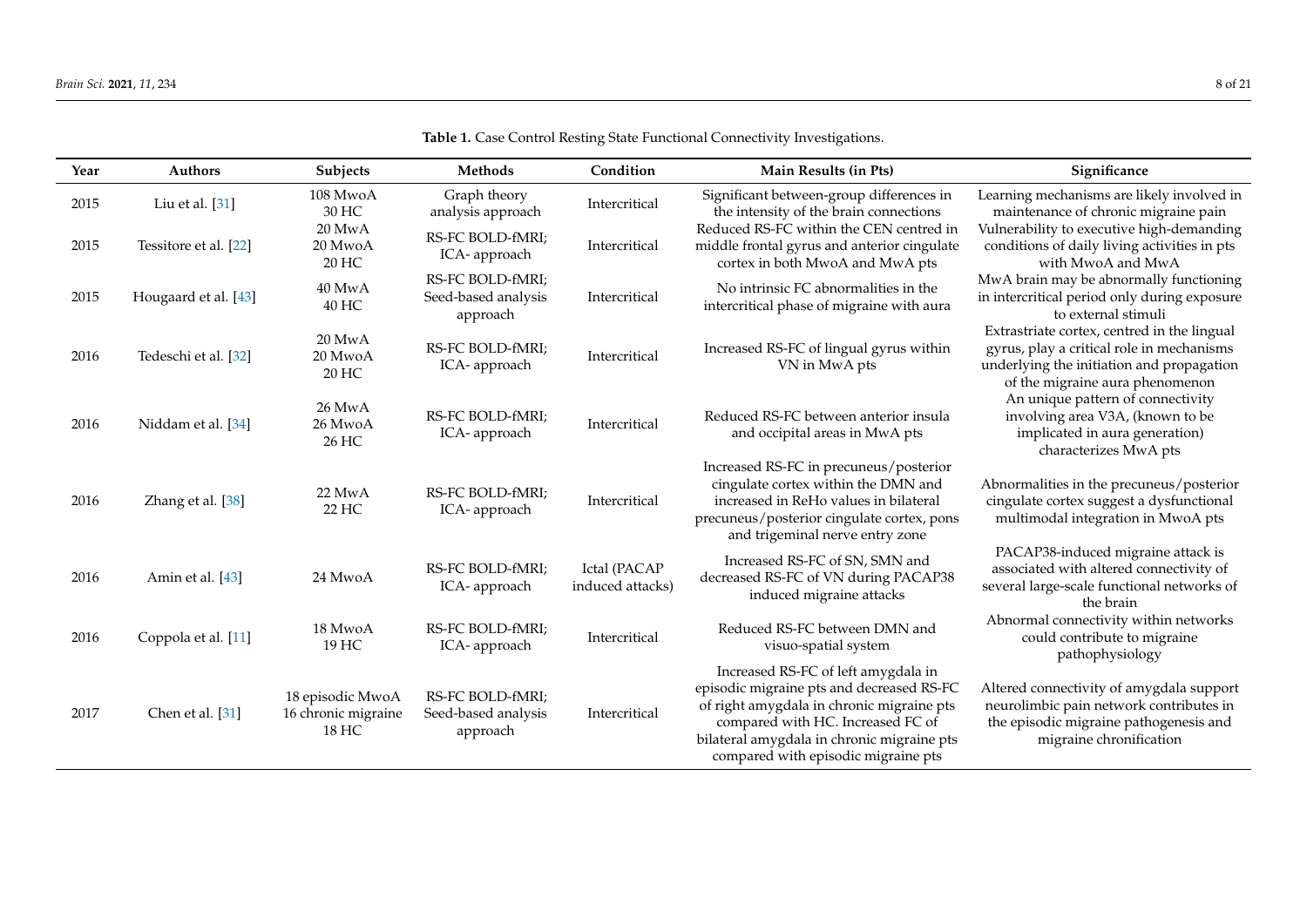**Table 1.** Case Control Resting State Functional Connectivity Investigations.

| Year | Authors | Subjects | Methods | Condition | Main Results (in Pts) | Significance |
|---|---|---|---|---|---|---|
| 2015 | Liu et al. [31] | 108 MwoA<br>30 HC | Graph theory analysis approach | Intercritical | Significant between-group differences in the intensity of the brain connections | Learning mechanisms are likely involved in maintenance of chronic migraine pain |
| 2015 | Tessitore et al. [22] | 20 MwA<br>20 MwoA<br>20 HC | RS-FC BOLD-fMRI; ICA- approach | Intercritical | Reduced RS-FC within the CEN centred in middle frontal gyrus and anterior cingulate cortex in both MwoA and MwA pts | Vulnerability to executive high-demanding conditions of daily living activities in pts with MwoA and MwA |
| 2015 | Hougaard et al. [43] | 40 MwA<br>40 HC | RS-FC BOLD-fMRI; Seed-based analysis approach | Intercritical | No intrinsic FC abnormalities in the intercritical phase of migraine with aura | MwA brain may be abnormally functioning in intercritical period only during exposure to external stimuli |
| 2016 | Tedeschi et al. [32] | 20 MwA<br>20 MwoA<br>20 HC | RS-FC BOLD-fMRI; ICA- approach | Intercritical | Increased RS-FC of lingual gyrus within VN in MwA pts | Extrastriate cortex, centred in the lingual gyrus, play a critical role in mechanisms underlying the initiation and propagation of the migraine aura phenomenon |
| 2016 | Niddam et al. [34] | 26 MwA<br>26 MwoA<br>26 HC | RS-FC BOLD-fMRI; ICA- approach | Intercritical | Reduced RS-FC between anterior insula and occipital areas in MwA pts | An unique pattern of connectivity involving area V3A, (known to be implicated in aura generation) characterizes MwA pts |
| 2016 | Zhang et al. [38] | 22 MwA<br>22 HC | RS-FC BOLD-fMRI; ICA- approach | Intercritical | Increased RS-FC in precuneus/posterior cingulate cortex within the DMN and increased in ReHo values in bilateral precuneus/posterior cingulate cortex, pons and trigeminal nerve entry zone | Abnormalities in the precuneus/posterior cingulate cortex suggest a dysfunctional multimodal integration in MwoA pts |
| 2016 | Amin et al. [43] | 24 MwoA | RS-FC BOLD-fMRI; ICA- approach | Ictal (PACAP induced attacks) | Increased RS-FC of SN, SMN and decreased RS-FC of VN during PACAP38 induced migraine attacks | PACAP38-induced migraine attack is associated with altered connectivity of several large-scale functional networks of the brain |
| 2016 | Coppola et al. [11] | 18 MwoA<br>19 HC | RS-FC BOLD-fMRI; ICA- approach | Intercritical | Reduced RS-FC between DMN and visuo-spatial system | Abnormal connectivity within networks could contribute to migraine pathophysiology |
| 2017 | Chen et al. [31] | 18 episodic MwoA<br>16 chronic migraine<br>18 HC | RS-FC BOLD-fMRI; Seed-based analysis approach | Intercritical | Increased RS-FC of left amygdala in episodic migraine pts and decreased RS-FC of right amygdala in chronic migraine pts compared with HC. Increased FC of bilateral amygdala in chronic migraine pts compared with episodic migraine pts | Altered connectivity of amygdala support neurolimbic pain network contributes in the episodic migraine pathogenesis and migraine chronification |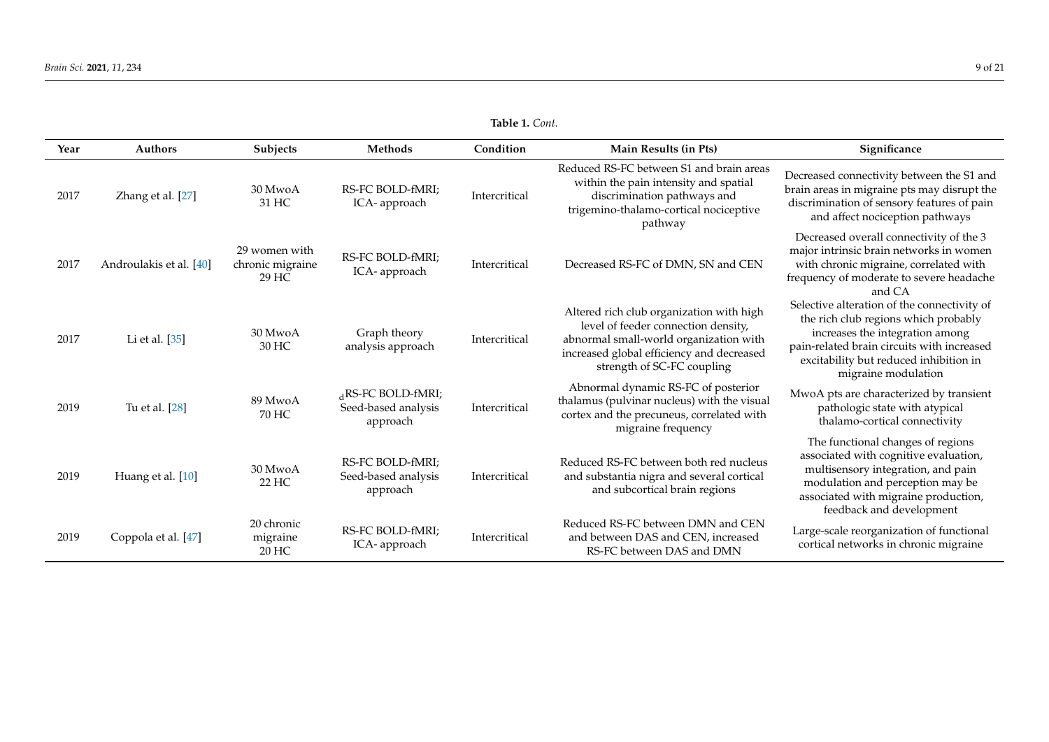**Table 1.** *Cont.*

| Year | Authors | Subjects | Methods | Condition | Main Results (in Pts) | Significance |
|---|---|---|---|---|---|---|
| 2017 | Zhang et al. [27] | 30 MwoA<br>31 HC | RS-FC BOLD-fMRI;<br>ICA- approach | Intercritical | Reduced RS-FC between S1 and brain areas within the pain intensity and spatial discrimination pathways and trigemino-thalamo-cortical nociceptive pathway | Decreased connectivity between the S1 and brain areas in migraine pts may disrupt the discrimination of sensory features of pain and affect nociception pathways |
| 2017 | Androulakis et al. [40] | 29 women with chronic migraine<br>29 HC | RS-FC BOLD-fMRI;<br>ICA- approach | Intercritical | Decreased RS-FC of DMN, SN and CEN | Decreased overall connectivity of the 3 major intrinsic brain networks in women with chronic migraine, correlated with frequency of moderate to severe headache and CA |
| 2017 | Li et al. [35] | 30 MwoA<br>30 HC | Graph theory analysis approach | Intercritical | Altered rich club organization with high level of feeder connection density, abnormal small-world organization with increased global efficiency and decreased strength of SC-FC coupling | Selective alteration of the connectivity of the rich club regions which probably increases the integration among pain-related brain circuits with increased excitability but reduced inhibition in migraine modulation |
| 2019 | Tu et al. [28] | 89 MwoA<br>70 HC | $_d$RS-FC BOLD-fMRI;<br>Seed-based analysis approach | Intercritical | Abnormal dynamic RS-FC of posterior thalamus (pulvinar nucleus) with the visual cortex and the precuneus, correlated with migraine frequency | MwoA pts are characterized by transient pathologic state with atypical thalamo-cortical connectivity |
| 2019 | Huang et al. [10] | 30 MwoA<br>22 HC | RS-FC BOLD-fMRI;<br>Seed-based analysis approach | Intercritical | Reduced RS-FC between both red nucleus and substantia nigra and several cortical and subcortical brain regions | The functional changes of regions associated with cognitive evaluation, multisensory integration, and pain modulation and perception may be associated with migraine production, feedback and development |
| 2019 | Coppola et al. [47] | 20 chronic migraine<br>20 HC | RS-FC BOLD-fMRI;<br>ICA- approach | Intercritical | Reduced RS-FC between DMN and CEN and between DAS and CEN, increased RS-FC between DAS and DMN | Large-scale reorganization of functional cortical networks in chronic migraine |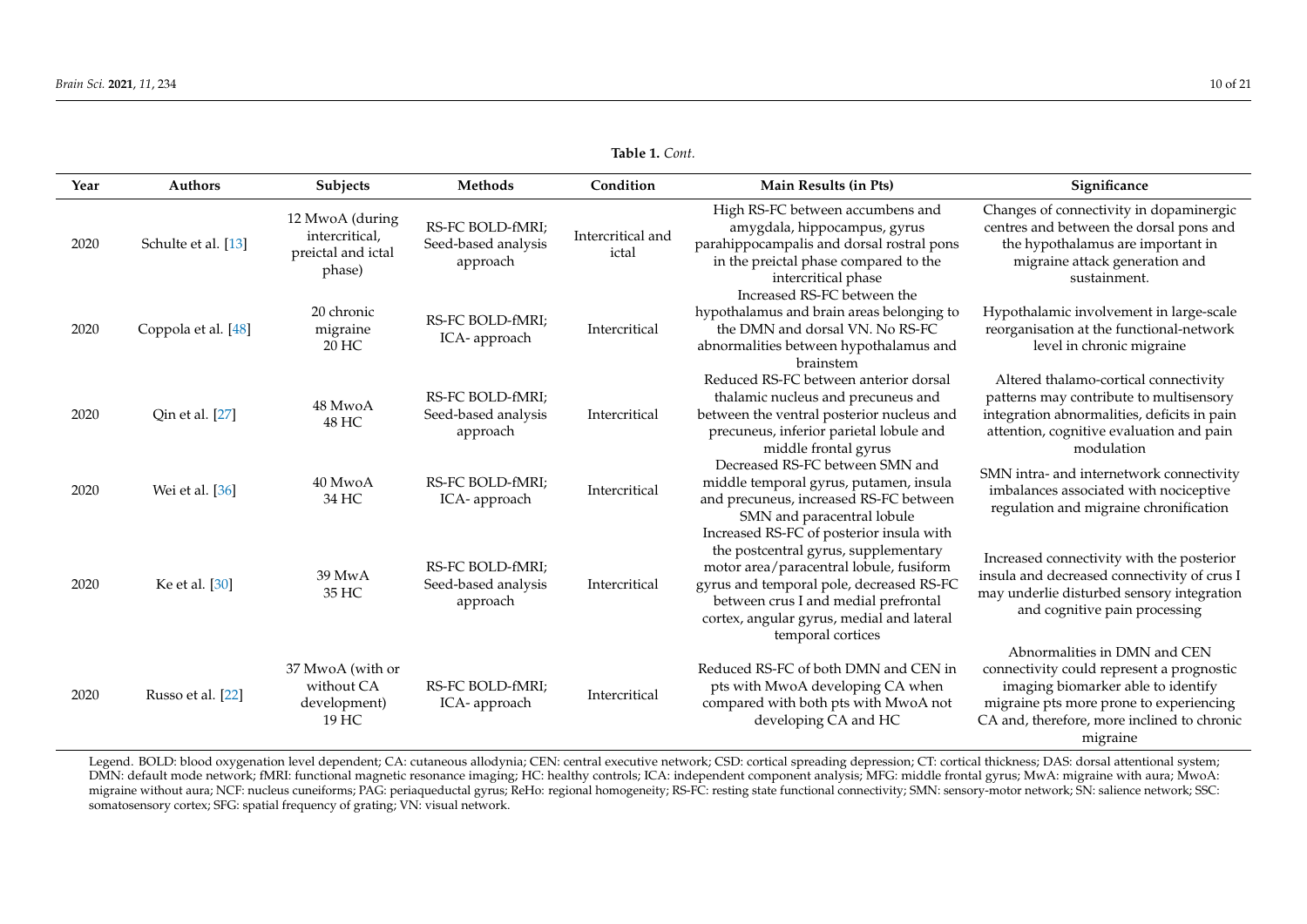**Table 1.** *Cont.*

| Year | Authors | Subjects | Methods | Condition | Main Results (in Pts) | Significance |
|---|---|---|---|---|---|---|
| 2020 | Schulte et al. [13] | 12 MwoA (during intercritical, preictal and ictal phase) | RS-FC BOLD-fMRI; Seed-based analysis approach | Intercritical and ictal | High RS-FC between accumbens and amygdala, hippocampus, gyrus parahippocampalis and dorsal rostral pons in the preictal phase compared to the intercritical phase | Changes of connectivity in dopaminergic centres and between the dorsal pons and the hypothalamus are important in migraine attack generation and sustainment. |
| 2020 | Coppola et al. [48] | 20 chronic migraine 20 HC | RS-FC BOLD-fMRI; ICA- approach | Intercritical | Increased RS-FC between the hypothalamus and brain areas belonging to the DMN and dorsal VN. No RS-FC abnormalities between hypothalamus and brainstem | Hypothalamic involvement in large-scale reorganisation at the functional-network level in chronic migraine |
| 2020 | Qin et al. [27] | 48 MwoA 48 HC | RS-FC BOLD-fMRI; Seed-based analysis approach | Intercritical | Reduced RS-FC between anterior dorsal thalamic nucleus and precuneus and between the ventral posterior nucleus and precuneus, inferior parietal lobule and middle frontal gyrus | Altered thalamo-cortical connectivity patterns may contribute to multisensory integration abnormalities, deficits in pain attention, cognitive evaluation and pain modulation |
| 2020 | Wei et al. [36] | 40 MwoA 34 HC | RS-FC BOLD-fMRI; ICA- approach | Intercritical | Decreased RS-FC between SMN and middle temporal gyrus, putamen, insula and precuneus, increased RS-FC between SMN and paracentral lobule | SMN intra- and internetwork connectivity imbalances associated with nociceptive regulation and migraine chronification |
| 2020 | Ke et al. [30] | 39 MwA 35 HC | RS-FC BOLD-fMRI; Seed-based analysis approach | Intercritical | Increased RS-FC of posterior insula with the postcentral gyrus, supplementary motor area/paracentral lobule, fusiform gyrus and temporal pole, decreased RS-FC between crus I and medial prefrontal cortex, angular gyrus, medial and lateral temporal cortices | Increased connectivity with the posterior insula and decreased connectivity of crus I may underlie disturbed sensory integration and cognitive pain processing |
| 2020 | Russo et al. [22] | 37 MwoA (with or without CA development) 19 HC | RS-FC BOLD-fMRI; ICA- approach | Intercritical | Reduced RS-FC of both DMN and CEN in pts with MwoA developing CA when compared with both pts with MwoA not developing CA and HC | Abnormalities in DMN and CEN connectivity could represent a prognostic imaging biomarker able to identify migraine pts more prone to experiencing CA and, therefore, more inclined to chronic migraine |

Legend. BOLD: blood oxygenation level dependent; CA: cutaneous allodynia; CEN: central executive network; CSD: cortical spreading depression; CT: cortical thickness; DAS: dorsal attentional system; DMN: default mode network; fMRI: functional magnetic resonance imaging; HC: healthy controls; ICA: independent component analysis; MFG: middle frontal gyrus; MwA: migraine with aura; MwoA: migraine without aura; NCF: nucleus cuneiforms; PAG: periaqueductal gyrus; ReHo: regional homogeneity; RS-FC: resting state functional connectivity; SMN: sensory-motor network; SN: salience network; SSC: somatosensory cortex; SFG: spatial frequency of grating; VN: visual network.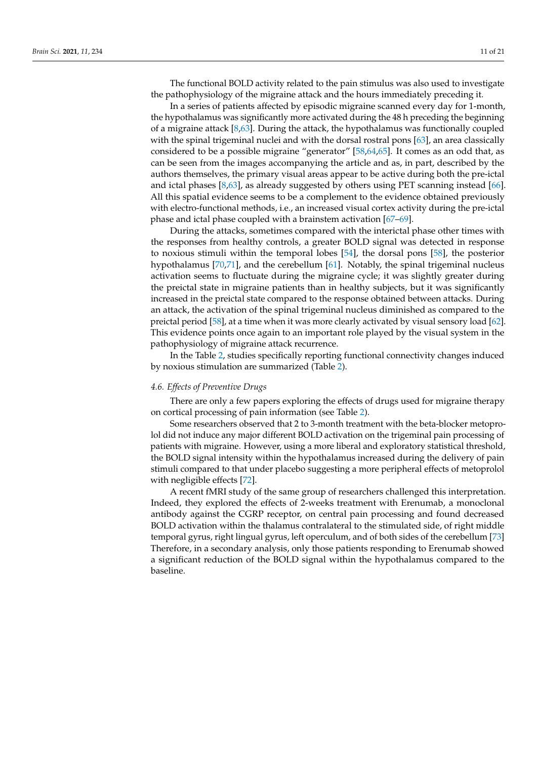The functional BOLD activity related to the pain stimulus was also used to investigate the pathophysiology of the migraine attack and the hours immediately preceding it.

In a series of patients affected by episodic migraine scanned every day for 1-month, the hypothalamus was significantly more activated during the 48 h preceding the beginning of a migraine attack [8,63]. During the attack, the hypothalamus was functionally coupled with the spinal trigeminal nuclei and with the dorsal rostral pons [63], an area classically considered to be a possible migraine "generator" [58,64,65]. It comes as an odd that, as can be seen from the images accompanying the article and as, in part, described by the authors themselves, the primary visual areas appear to be active during both the pre-ictal and ictal phases [8,63], as already suggested by others using PET scanning instead [66]. All this spatial evidence seems to be a complement to the evidence obtained previously with electro-functional methods, i.e., an increased visual cortex activity during the pre-ictal phase and ictal phase coupled with a brainstem activation [67–69].

During the attacks, sometimes compared with the interictal phase other times with the responses from healthy controls, a greater BOLD signal was detected in response to noxious stimuli within the temporal lobes [54], the dorsal pons [58], the posterior hypothalamus [70,71], and the cerebellum [61]. Notably, the spinal trigeminal nucleus activation seems to fluctuate during the migraine cycle; it was slightly greater during the preictal state in migraine patients than in healthy subjects, but it was significantly increased in the preictal state compared to the response obtained between attacks. During an attack, the activation of the spinal trigeminal nucleus diminished as compared to the preictal period [58], at a time when it was more clearly activated by visual sensory load [62]. This evidence points once again to an important role played by the visual system in the pathophysiology of migraine attack recurrence.

In the Table 2, studies specifically reporting functional connectivity changes induced by noxious stimulation are summarized (Table 2).

### *4.6. Effects of Preventive Drugs*

There are only a few papers exploring the effects of drugs used for migraine therapy on cortical processing of pain information (see Table 2).

Some researchers observed that 2 to 3-month treatment with the beta-blocker metoprolol did not induce any major different BOLD activation on the trigeminal pain processing of patients with migraine. However, using a more liberal and exploratory statistical threshold, the BOLD signal intensity within the hypothalamus increased during the delivery of pain stimuli compared to that under placebo suggesting a more peripheral effects of metoprolol with negligible effects [72].

A recent fMRI study of the same group of researchers challenged this interpretation. Indeed, they explored the effects of 2-weeks treatment with Erenumab, a monoclonal antibody against the CGRP receptor, on central pain processing and found decreased BOLD activation within the thalamus contralateral to the stimulated side, of right middle temporal gyrus, right lingual gyrus, left operculum, and of both sides of the cerebellum [73] Therefore, in a secondary analysis, only those patients responding to Erenumab showed a significant reduction of the BOLD signal within the hypothalamus compared to the baseline.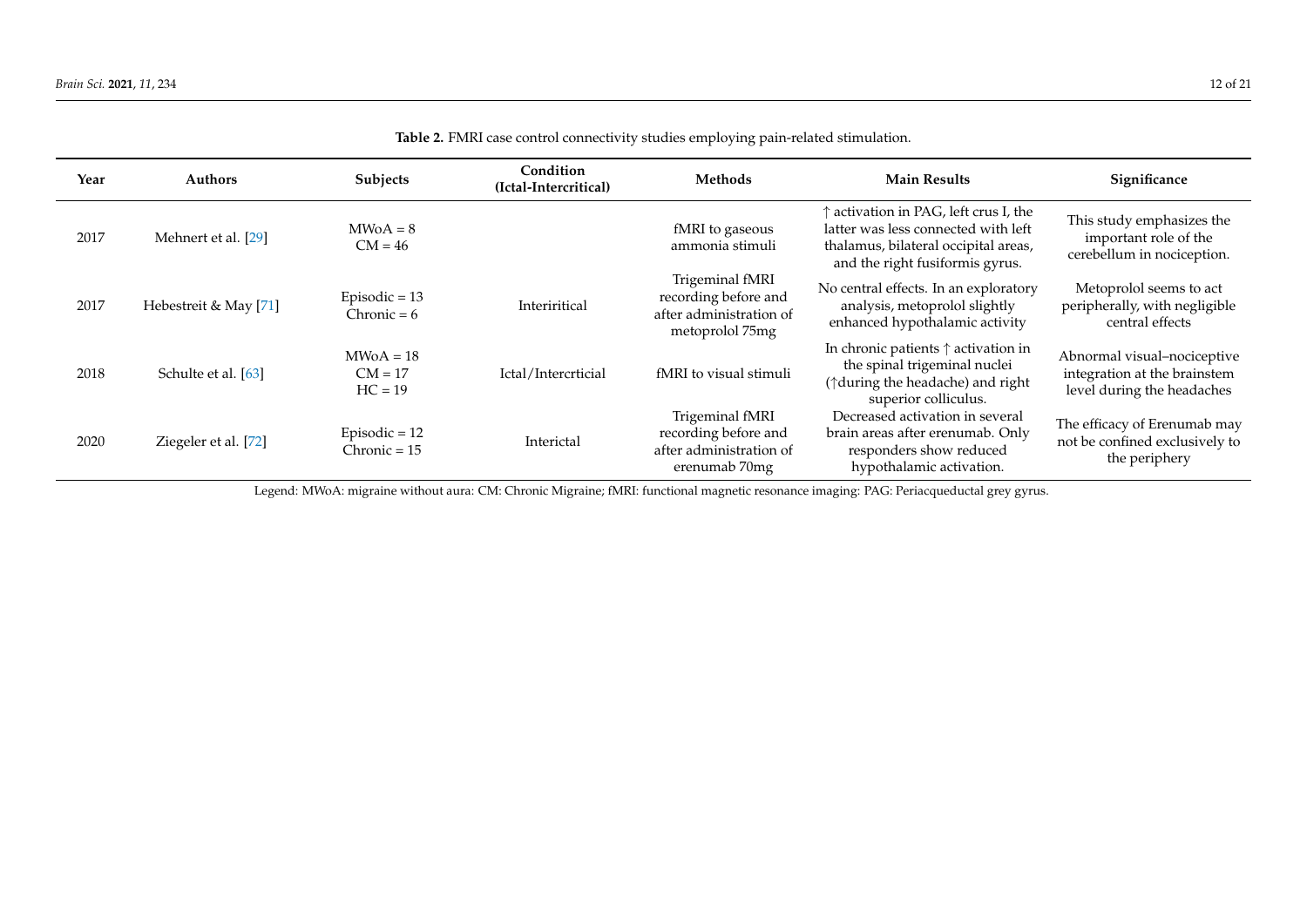**Table 2.** FMRI case control connectivity studies employing pain-related stimulation.

| Year | Authors | Subjects | Condition (Ictal-Intercritical) | Methods | Main Results | Significance |
|---|---|---|---|---|---|---|
| 2017 | Mehnert et al. [29] | MWoA = 8<br>CM = 46 | | fMRI to gaseous ammonia stimuli | ↑ activation in PAG, left crus I, the latter was less connected with left thalamus, bilateral occipital areas, and the right fusiformis gyrus. | This study emphasizes the important role of the cerebellum in nociception. |
| 2017 | Hebestreit & May [71] | Episodic = 13<br>Chronic = 6 | Interiritical | Trigeminal fMRI recording before and after administration of metoprolol 75mg | No central effects. In an exploratory analysis, metoprolol slightly enhanced hypothalamic activity | Metoprolol seems to act peripherally, with negligible central effects |
| 2018 | Schulte et al. [63] | MWoA = 18<br>CM = 17<br>HC = 19 | Ictal/Intercrticial | fMRI to visual stimuli | In chronic patients ↑ activation in the spinal trigeminal nuclei (↑during the headache) and right superior colliculus. | Abnormal visual–nociceptive integration at the brainstem level during the headaches |
| 2020 | Ziegeler et al. [72] | Episodic = 12<br>Chronic = 15 | Interictal | Trigeminal fMRI recording before and after administration of erenumab 70mg | Decreased activation in several brain areas after erenumab. Only responders show reduced hypothalamic activation. | The efficacy of Erenumab may not be confined exclusively to the periphery |

Legend: MWoA: migraine without aura: CM: Chronic Migraine; fMRI: functional magnetic resonance imaging: PAG: Periacqueductal grey gyrus.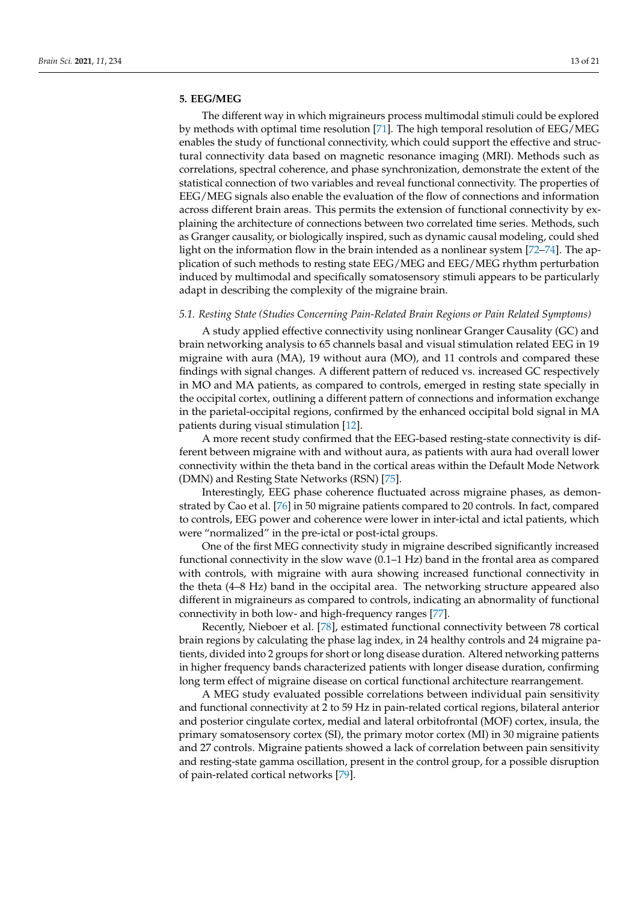## 5. EEG/MEG

The different way in which migraineurs process multimodal stimuli could be explored by methods with optimal time resolution [71]. The high temporal resolution of EEG/MEG enables the study of functional connectivity, which could support the effective and structural connectivity data based on magnetic resonance imaging (MRI). Methods such as correlations, spectral coherence, and phase synchronization, demonstrate the extent of the statistical connection of two variables and reveal functional connectivity. The properties of EEG/MEG signals also enable the evaluation of the flow of connections and information across different brain areas. This permits the extension of functional connectivity by explaining the architecture of connections between two correlated time series. Methods, such as Granger causality, or biologically inspired, such as dynamic causal modeling, could shed light on the information flow in the brain intended as a nonlinear system [72–74]. The application of such methods to resting state EEG/MEG and EEG/MEG rhythm perturbation induced by multimodal and specifically somatosensory stimuli appears to be particularly adapt in describing the complexity of the migraine brain.

### *5.1. Resting State (Studies Concerning Pain-Related Brain Regions or Pain Related Symptoms)*

A study applied effective connectivity using nonlinear Granger Causality (GC) and brain networking analysis to 65 channels basal and visual stimulation related EEG in 19 migraine with aura (MA), 19 without aura (MO), and 11 controls and compared these findings with signal changes. A different pattern of reduced vs. increased GC respectively in MO and MA patients, as compared to controls, emerged in resting state specially in the occipital cortex, outlining a different pattern of connections and information exchange in the parietal-occipital regions, confirmed by the enhanced occipital bold signal in MA patients during visual stimulation [12].

A more recent study confirmed that the EEG-based resting-state connectivity is different between migraine with and without aura, as patients with aura had overall lower connectivity within the theta band in the cortical areas within the Default Mode Network (DMN) and Resting State Networks (RSN) [75].

Interestingly, EEG phase coherence fluctuated across migraine phases, as demonstrated by Cao et al. [76] in 50 migraine patients compared to 20 controls. In fact, compared to controls, EEG power and coherence were lower in inter-ictal and ictal patients, which were "normalized" in the pre-ictal or post-ictal groups.

One of the first MEG connectivity study in migraine described significantly increased functional connectivity in the slow wave (0.1–1 Hz) band in the frontal area as compared with controls, with migraine with aura showing increased functional connectivity in the theta (4–8 Hz) band in the occipital area. The networking structure appeared also different in migraineurs as compared to controls, indicating an abnormality of functional connectivity in both low- and high-frequency ranges [77].

Recently, Nieboer et al. [78], estimated functional connectivity between 78 cortical brain regions by calculating the phase lag index, in 24 healthy controls and 24 migraine patients, divided into 2 groups for short or long disease duration. Altered networking patterns in higher frequency bands characterized patients with longer disease duration, confirming long term effect of migraine disease on cortical functional architecture rearrangement.

A MEG study evaluated possible correlations between individual pain sensitivity and functional connectivity at 2 to 59 Hz in pain-related cortical regions, bilateral anterior and posterior cingulate cortex, medial and lateral orbitofrontal (MOF) cortex, insula, the primary somatosensory cortex (SI), the primary motor cortex (MI) in 30 migraine patients and 27 controls. Migraine patients showed a lack of correlation between pain sensitivity and resting-state gamma oscillation, present in the control group, for a possible disruption of pain-related cortical networks [79].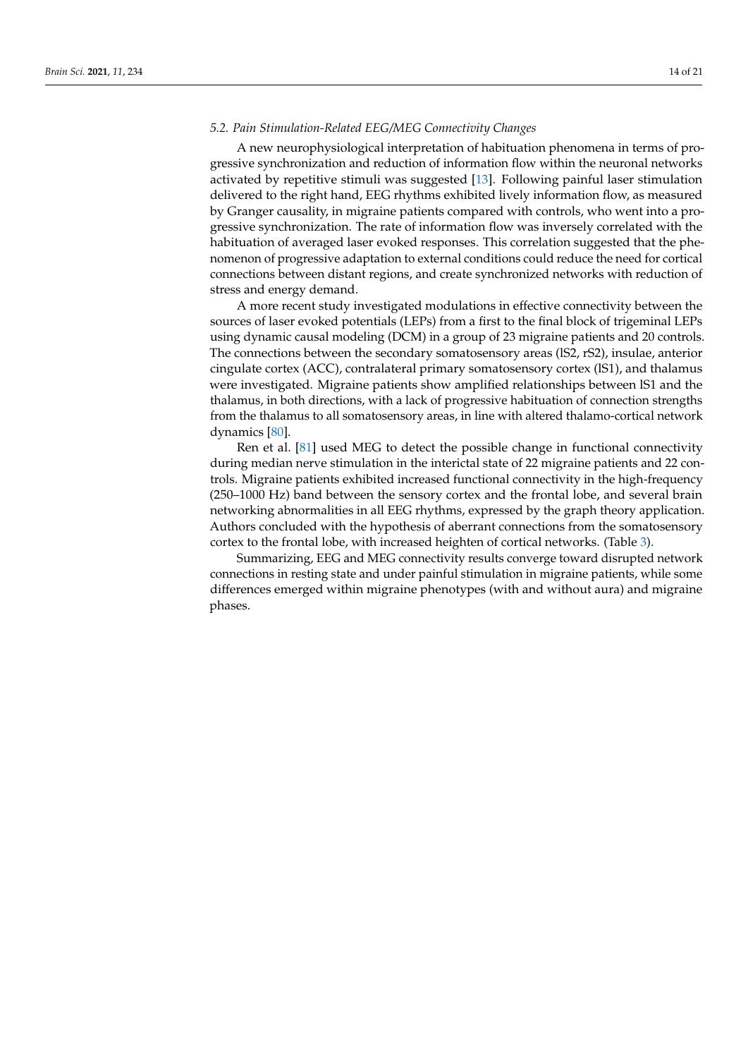### 5.2. Pain Stimulation-Related EEG/MEG Connectivity Changes

A new neurophysiological interpretation of habituation phenomena in terms of progressive synchronization and reduction of information flow within the neuronal networks activated by repetitive stimuli was suggested [13]. Following painful laser stimulation delivered to the right hand, EEG rhythms exhibited lively information flow, as measured by Granger causality, in migraine patients compared with controls, who went into a progressive synchronization. The rate of information flow was inversely correlated with the habituation of averaged laser evoked responses. This correlation suggested that the phenomenon of progressive adaptation to external conditions could reduce the need for cortical connections between distant regions, and create synchronized networks with reduction of stress and energy demand.

A more recent study investigated modulations in effective connectivity between the sources of laser evoked potentials (LEPs) from a first to the final block of trigeminal LEPs using dynamic causal modeling (DCM) in a group of 23 migraine patients and 20 controls. The connections between the secondary somatosensory areas (lS2, rS2), insulae, anterior cingulate cortex (ACC), contralateral primary somatosensory cortex (lS1), and thalamus were investigated. Migraine patients show amplified relationships between lS1 and the thalamus, in both directions, with a lack of progressive habituation of connection strengths from the thalamus to all somatosensory areas, in line with altered thalamo-cortical network dynamics [80].

Ren et al. [81] used MEG to detect the possible change in functional connectivity during median nerve stimulation in the interictal state of 22 migraine patients and 22 controls. Migraine patients exhibited increased functional connectivity in the high-frequency (250–1000 Hz) band between the sensory cortex and the frontal lobe, and several brain networking abnormalities in all EEG rhythms, expressed by the graph theory application. Authors concluded with the hypothesis of aberrant connections from the somatosensory cortex to the frontal lobe, with increased heighten of cortical networks. (Table 3).

Summarizing, EEG and MEG connectivity results converge toward disrupted network connections in resting state and under painful stimulation in migraine patients, while some differences emerged within migraine phenotypes (with and without aura) and migraine phases.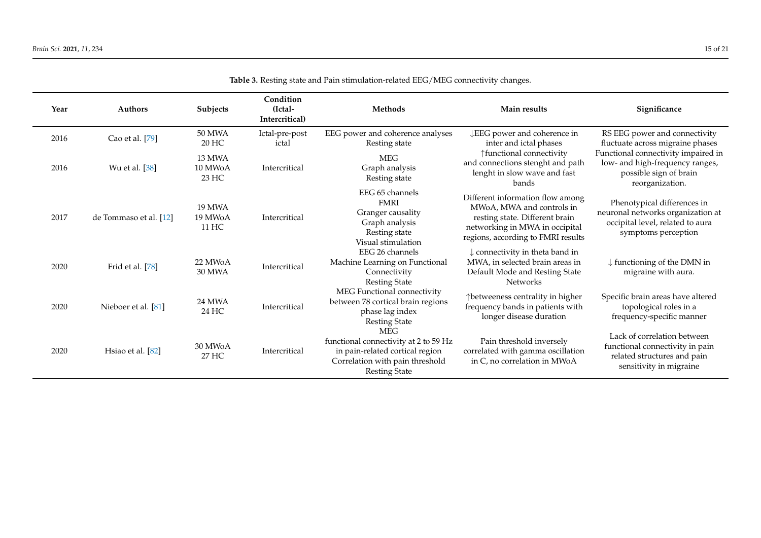**Table 3.** Resting state and Pain stimulation-related EEG/MEG connectivity changes.

| Year | Authors | Subjects | Condition (Ictal-Intercritical) | Methods | Main results | Significance |
|---|---|---|---|---|---|---|
| 2016 | Cao et al. [79] | 50 MWA<br>20 HC | Ictal-pre-post ictal | EEG power and coherence analyses<br>Resting state | ↓EEG power and coherence in inter and ictal phases | RS EEG power and connectivity fluctuate across migraine phases |
| 2016 | Wu et al. [38] | 13 MWA<br>10 MWoA<br>23 HC | Intercritical | MEG<br>Graph analysis<br>Resting state | ↑functional connectivity and connections stenght and path lenght in slow wave and fast bands | Functional connectivity impaired in low- and high-frequency ranges, possible sign of brain reorganization. |
| 2017 | de Tommaso et al. [12] | 19 MWA<br>19 MWoA<br>11 HC | Intercritical | EEG 65 channels<br>FMRI<br>Granger causality<br>Graph analysis<br>Resting state<br>Visual stimulation | Different information flow among MWoA, MWA and controls in resting state. Different brain networking in MWA in occipital regions, according to FMRI results | Phenotypical differences in neuronal networks organization at occipital level, related to aura symptoms perception |
| 2020 | Frid et al. [78] | 22 MWoA<br>30 MWA | Intercritical | EEG 26 channels<br>Machine Learning on Functional Connectivity<br>Resting State | ↓ connectivity in theta band in MWA, in selected brain areas in Default Mode and Resting State Networks | ↓ functioning of the DMN in migraine with aura. |
| 2020 | Nieboer et al. [81] | 24 MWA<br>24 HC | Intercritical | MEG Functional connectivity between 78 cortical brain regions phase lag index<br>Resting State | ↑betweeness centrality in higher frequency bands in patients with longer disease duration | Specific brain areas have altered topological roles in a frequency-specific manner |
| 2020 | Hsiao et al. [82] | 30 MWoA<br>27 HC | Intercritical | MEG<br>functional connectivity at 2 to 59 Hz in pain-related cortical region<br>Correlation with pain threshold<br>Resting State | Pain threshold inversely correlated with gamma oscillation in C, no correlation in MWoA | Lack of correlation between functional connectivity in pain related structures and pain sensitivity in migraine |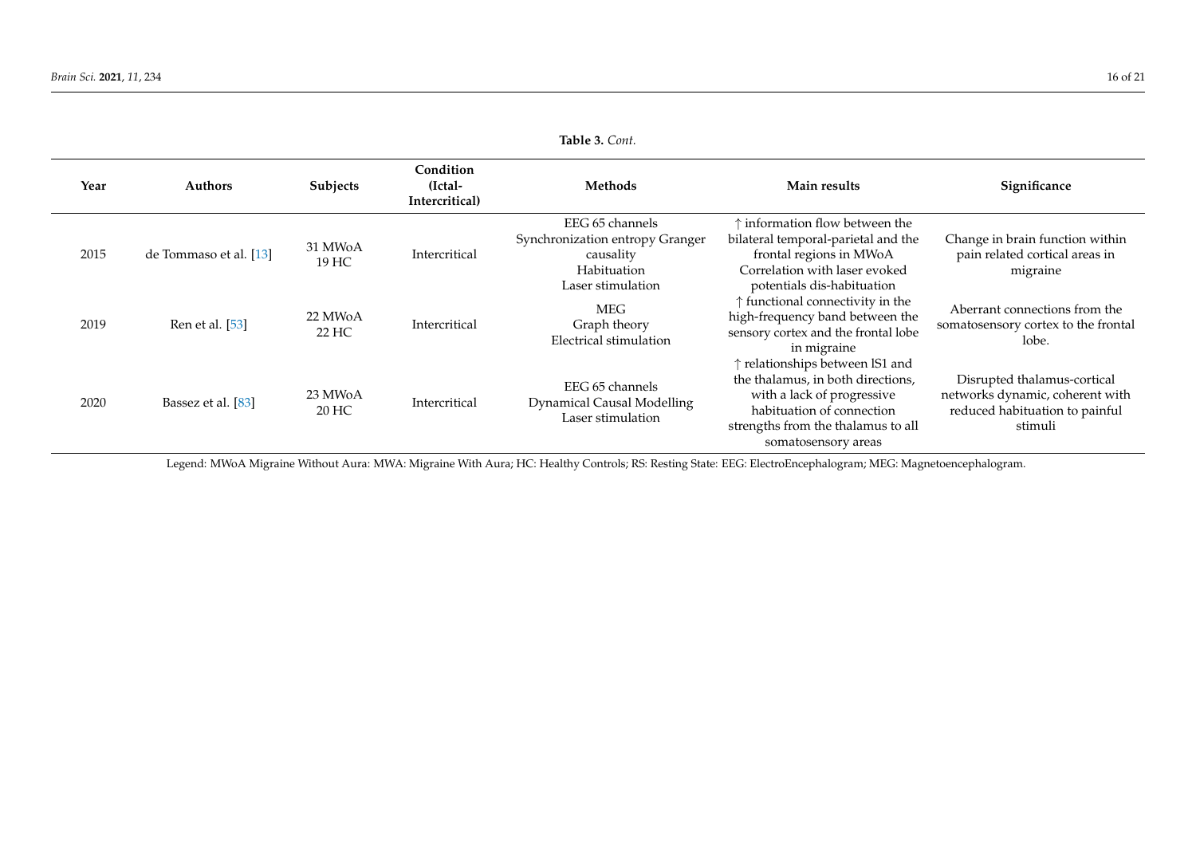**Table 3.** *Cont.*

| Year | Authors | Subjects | Condition (Ictal-Intercritical) | Methods | Main results | Significance |
|---|---|---|---|---|---|---|
| 2015 | de Tommaso et al. [13] | 31 MWoA 19 HC | Intercritical | EEG 65 channels Synchronization entropy Granger causality Habituation Laser stimulation | ↑ information flow between the bilateral temporal-parietal and the frontal regions in MWoA Correlation with laser evoked potentials dis-habituation | Change in brain function within pain related cortical areas in migraine |
| 2019 | Ren et al. [53] | 22 MWoA 22 HC | Intercritical | MEG Graph theory Electrical stimulation | ↑ functional connectivity in the high-frequency band between the sensory cortex and the frontal lobe in migraine | Aberrant connections from the somatosensory cortex to the frontal lobe. |
| 2020 | Bassez et al. [83] | 23 MWoA 20 HC | Intercritical | EEG 65 channels Dynamical Causal Modelling Laser stimulation | ↑ relationships between lS1 and the thalamus, in both directions, with a lack of progressive habituation of connection strengths from the thalamus to all somatosensory areas | Disrupted thalamus-cortical networks dynamic, coherent with reduced habituation to painful stimuli |

Legend: MWoA Migraine Without Aura: MWA: Migraine With Aura; HC: Healthy Controls; RS: Resting State: EEG: ElectroEncephalogram; MEG: Magnetoencephalogram.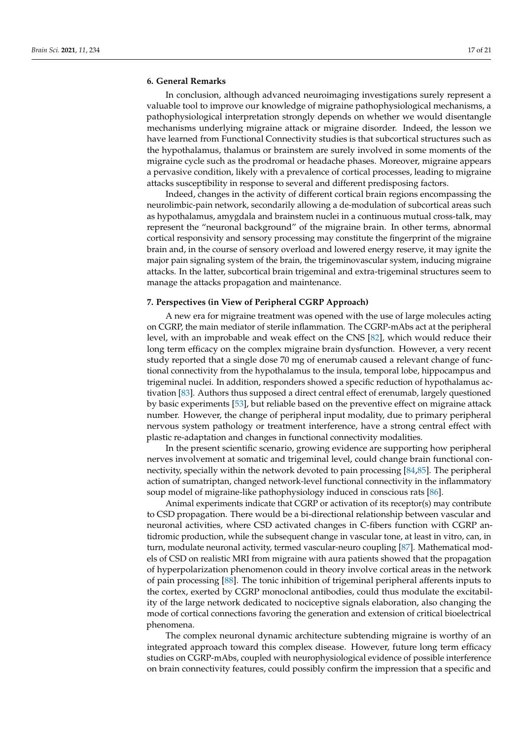## 6. General Remarks

In conclusion, although advanced neuroimaging investigations surely represent a valuable tool to improve our knowledge of migraine pathophysiological mechanisms, a pathophysiological interpretation strongly depends on whether we would disentangle mechanisms underlying migraine attack or migraine disorder. Indeed, the lesson we have learned from Functional Connectivity studies is that subcortical structures such as the hypothalamus, thalamus or brainstem are surely involved in some moments of the migraine cycle such as the prodromal or headache phases. Moreover, migraine appears a pervasive condition, likely with a prevalence of cortical processes, leading to migraine attacks susceptibility in response to several and different predisposing factors.

Indeed, changes in the activity of different cortical brain regions encompassing the neurolimbic-pain network, secondarily allowing a de-modulation of subcortical areas such as hypothalamus, amygdala and brainstem nuclei in a continuous mutual cross-talk, may represent the "neuronal background" of the migraine brain. In other terms, abnormal cortical responsivity and sensory processing may constitute the fingerprint of the migraine brain and, in the course of sensory overload and lowered energy reserve, it may ignite the major pain signaling system of the brain, the trigeminovascular system, inducing migraine attacks. In the latter, subcortical brain trigeminal and extra-trigeminal structures seem to manage the attacks propagation and maintenance.

## 7. Perspectives (in View of Peripheral CGRP Approach)

A new era for migraine treatment was opened with the use of large molecules acting on CGRP, the main mediator of sterile inflammation. The CGRP-mAbs act at the peripheral level, with an improbable and weak effect on the CNS [82], which would reduce their long term efficacy on the complex migraine brain dysfunction. However, a very recent study reported that a single dose 70 mg of enerumab caused a relevant change of functional connectivity from the hypothalamus to the insula, temporal lobe, hippocampus and trigeminal nuclei. In addition, responders showed a specific reduction of hypothalamus activation [83]. Authors thus supposed a direct central effect of erenumab, largely questioned by basic experiments [53], but reliable based on the preventive effect on migraine attack number. However, the change of peripheral input modality, due to primary peripheral nervous system pathology or treatment interference, have a strong central effect with plastic re-adaptation and changes in functional connectivity modalities.

In the present scientific scenario, growing evidence are supporting how peripheral nerves involvement at somatic and trigeminal level, could change brain functional connectivity, specially within the network devoted to pain processing [84,85]. The peripheral action of sumatriptan, changed network-level functional connectivity in the inflammatory soup model of migraine-like pathophysiology induced in conscious rats [86].

Animal experiments indicate that CGRP or activation of its receptor(s) may contribute to CSD propagation. There would be a bi-directional relationship between vascular and neuronal activities, where CSD activated changes in C-fibers function with CGRP antidromic production, while the subsequent change in vascular tone, at least in vitro, can, in turn, modulate neuronal activity, termed vascular-neuro coupling [87]. Mathematical models of CSD on realistic MRI from migraine with aura patients showed that the propagation of hyperpolarization phenomenon could in theory involve cortical areas in the network of pain processing [88]. The tonic inhibition of trigeminal peripheral afferents inputs to the cortex, exerted by CGRP monoclonal antibodies, could thus modulate the excitability of the large network dedicated to nociceptive signals elaboration, also changing the mode of cortical connections favoring the generation and extension of critical bioelectrical phenomena.

The complex neuronal dynamic architecture subtending migraine is worthy of an integrated approach toward this complex disease. However, future long term efficacy studies on CGRP-mAbs, coupled with neurophysiological evidence of possible interference on brain connectivity features, could possibly confirm the impression that a specific and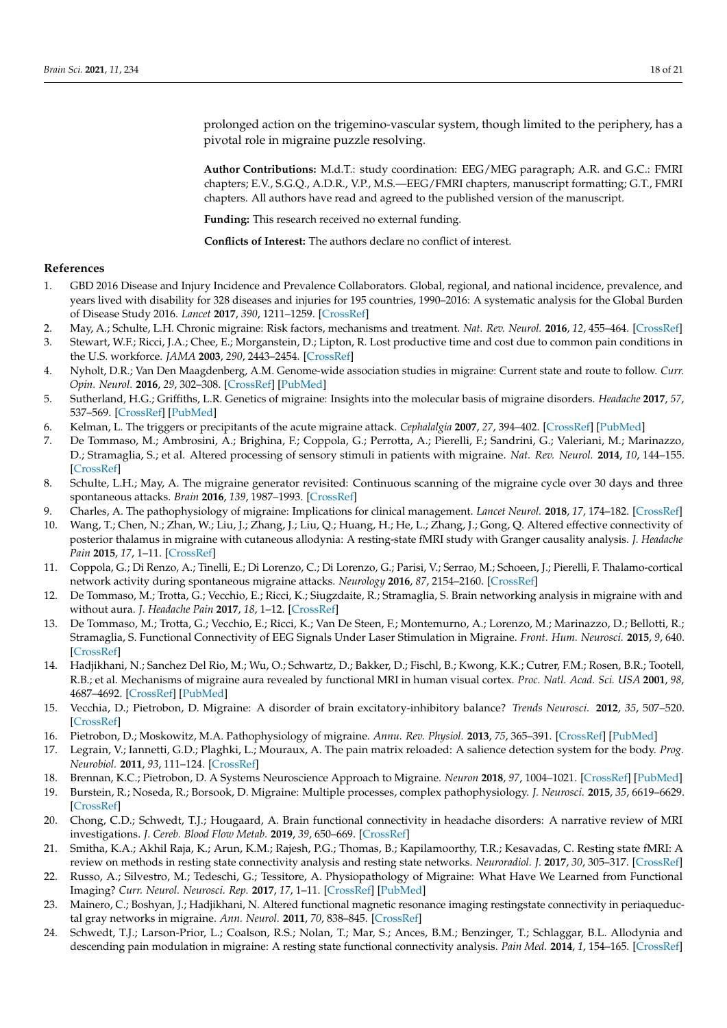prolonged action on the trigemino-vascular system, though limited to the periphery, has a pivotal role in migraine puzzle resolving.

**Author Contributions:** M.d.T.: study coordination: EEG/MEG paragraph; A.R. and G.C.: FMRI chapters; E.V., S.G.Q., A.D.R., V.P., M.S.—EEG/FMRI chapters, manuscript formatting; G.T., FMRI chapters. All authors have read and agreed to the published version of the manuscript.

**Funding:** This research received no external funding.

**Conflicts of Interest:** The authors declare no conflict of interest.

## References

1. GBD 2016 Disease and Injury Incidence and Prevalence Collaborators. Global, regional, and national incidence, prevalence, and years lived with disability for 328 diseases and injuries for 195 countries, 1990–2016: A systematic analysis for the Global Burden of Disease Study 2016. *Lancet* **2017**, *390*, 1211–1259. [CrossRef]
2. May, A.; Schulte, L.H. Chronic migraine: Risk factors, mechanisms and treatment. *Nat. Rev. Neurol.* **2016**, *12*, 455–464. [CrossRef]
3. Stewart, W.F.; Ricci, J.A.; Chee, E.; Morganstein, D.; Lipton, R. Lost productive time and cost due to common pain conditions in the U.S. workforce. *JAMA* **2003**, *290*, 2443–2454. [CrossRef]
4. Nyholt, D.R.; Van Den Maagdenberg, A.M. Genome-wide association studies in migraine: Current state and route to follow. *Curr. Opin. Neurol.* **2016**, *29*, 302–308. [CrossRef] [PubMed]
5. Sutherland, H.G.; Griffiths, L.R. Genetics of migraine: Insights into the molecular basis of migraine disorders. *Headache* **2017**, *57*, 537–569. [CrossRef] [PubMed]
6. Kelman, L. The triggers or precipitants of the acute migraine attack. *Cephalalgia* **2007**, *27*, 394–402. [CrossRef] [PubMed]
7. De Tommaso, M.; Ambrosini, A.; Brighina, F.; Coppola, G.; Perrotta, A.; Pierelli, F.; Sandrini, G.; Valeriani, M.; Marinazzo, D.; Stramaglia, S.; et al. Altered processing of sensory stimuli in patients with migraine. *Nat. Rev. Neurol.* **2014**, *10*, 144–155. [CrossRef]
8. Schulte, L.H.; May, A. The migraine generator revisited: Continuous scanning of the migraine cycle over 30 days and three spontaneous attacks. *Brain* **2016**, *139*, 1987–1993. [CrossRef]
9. Charles, A. The pathophysiology of migraine: Implications for clinical management. *Lancet Neurol.* **2018**, *17*, 174–182. [CrossRef]
10. Wang, T.; Chen, N.; Zhan, W.; Liu, J.; Zhang, J.; Liu, Q.; Huang, H.; He, L.; Zhang, J.; Gong, Q. Altered effective connectivity of posterior thalamus in migraine with cutaneous allodynia: A resting-state fMRI study with Granger causality analysis. *J. Headache Pain* **2015**, *17*, 1–11. [CrossRef]
11. Coppola, G.; Di Renzo, A.; Tinelli, E.; Di Lorenzo, C.; Di Lorenzo, G.; Parisi, V.; Serrao, M.; Schoeen, J.; Pierelli, F. Thalamo-cortical network activity during spontaneous migraine attacks. *Neurology* **2016**, *87*, 2154–2160. [CrossRef]
12. De Tommaso, M.; Trotta, G.; Vecchio, E.; Ricci, K.; Siugzdaite, R.; Stramaglia, S. Brain networking analysis in migraine with and without aura. *J. Headache Pain* **2017**, *18*, 1–12. [CrossRef]
13. De Tommaso, M.; Trotta, G.; Vecchio, E.; Ricci, K.; Van De Steen, F.; Montemurno, A.; Lorenzo, M.; Marinazzo, D.; Bellotti, R.; Stramaglia, S. Functional Connectivity of EEG Signals Under Laser Stimulation in Migraine. *Front. Hum. Neurosci.* **2015**, *9*, 640. [CrossRef]
14. Hadjikhani, N.; Sanchez Del Rio, M.; Wu, O.; Schwartz, D.; Bakker, D.; Fischl, B.; Kwong, K.K.; Cutrer, F.M.; Rosen, B.R.; Tootell, R.B.; et al. Mechanisms of migraine aura revealed by functional MRI in human visual cortex. *Proc. Natl. Acad. Sci. USA* **2001**, *98*, 4687–4692. [CrossRef] [PubMed]
15. Vecchia, D.; Pietrobon, D. Migraine: A disorder of brain excitatory-inhibitory balance? *Trends Neurosci.* **2012**, *35*, 507–520. [CrossRef]
16. Pietrobon, D.; Moskowitz, M.A. Pathophysiology of migraine. *Annu. Rev. Physiol.* **2013**, *75*, 365–391. [CrossRef] [PubMed]
17. Legrain, V.; Iannetti, G.D.; Plaghki, L.; Mouraux, A. The pain matrix reloaded: A salience detection system for the body. *Prog. Neurobiol.* **2011**, *93*, 111–124. [CrossRef]
18. Brennan, K.C.; Pietrobon, D. A Systems Neuroscience Approach to Migraine. *Neuron* **2018**, *97*, 1004–1021. [CrossRef] [PubMed]
19. Burstein, R.; Noseda, R.; Borsook, D. Migraine: Multiple processes, complex pathophysiology. *J. Neurosci.* **2015**, *35*, 6619–6629. [CrossRef]
20. Chong, C.D.; Schwedt, T.J.; Hougaard, A. Brain functional connectivity in headache disorders: A narrative review of MRI investigations. *J. Cereb. Blood Flow Metab.* **2019**, *39*, 650–669. [CrossRef]
21. Smitha, K.A.; Akhil Raja, K.; Arun, K.M.; Rajesh, P.G.; Thomas, B.; Kapilamoorthy, T.R.; Kesavadas, C. Resting state fMRI: A review on methods in resting state connectivity analysis and resting state networks. *Neuroradiol. J.* **2017**, *30*, 305–317. [CrossRef]
22. Russo, A.; Silvestro, M.; Tedeschi, G.; Tessitore, A. Physiopathology of Migraine: What Have We Learned from Functional Imaging? *Curr. Neurol. Neurosci. Rep.* **2017**, *17*, 1–11. [CrossRef] [PubMed]
23. Mainero, C.; Boshyan, J.; Hadjikhani, N. Altered functional magnetic resonance imaging restingstate connectivity in periaqueductal gray networks in migraine. *Ann. Neurol.* **2011**, *70*, 838–845. [CrossRef]
24. Schwedt, T.J.; Larson-Prior, L.; Coalson, R.S.; Nolan, T.; Mar, S.; Ances, B.M.; Benzinger, T.; Schlaggar, B.L. Allodynia and descending pain modulation in migraine: A resting state functional connectivity analysis. *Pain Med.* **2014**, *1*, 154–165. [CrossRef]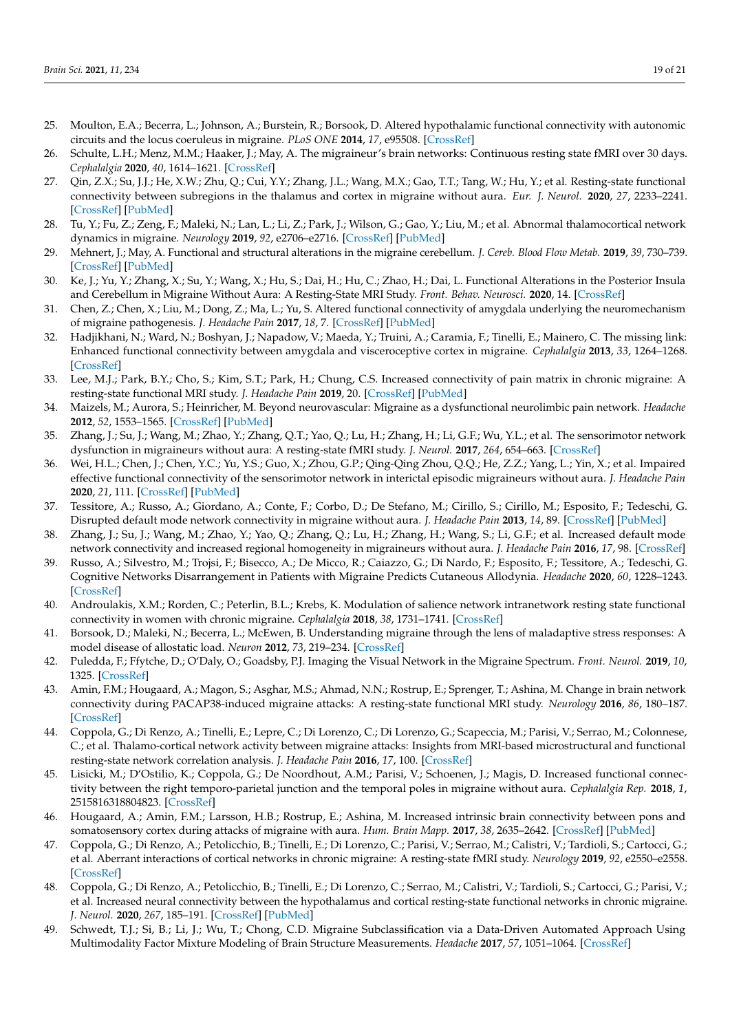25. Moulton, E.A.; Becerra, L.; Johnson, A.; Burstein, R.; Borsook, D. Altered hypothalamic functional connectivity with autonomic circuits and the locus coeruleus in migraine. *PLoS ONE* **2014**, *17*, e95508. [CrossRef]
26. Schulte, L.H.; Menz, M.M.; Haaker, J.; May, A. The migraineur's brain networks: Continuous resting state fMRI over 30 days. *Cephalalgia* **2020**, *40*, 1614–1621. [CrossRef]
27. Qin, Z.X.; Su, J.J.; He, X.W.; Zhu, Q.; Cui, Y.Y.; Zhang, J.L.; Wang, M.X.; Gao, T.T.; Tang, W.; Hu, Y.; et al. Resting-state functional connectivity between subregions in the thalamus and cortex in migraine without aura. *Eur. J. Neurol.* **2020**, *27*, 2233–2241. [CrossRef] [PubMed]
28. Tu, Y.; Fu, Z.; Zeng, F.; Maleki, N.; Lan, L.; Li, Z.; Park, J.; Wilson, G.; Gao, Y.; Liu, M.; et al. Abnormal thalamocortical network dynamics in migraine. *Neurology* **2019**, *92*, e2706–e2716. [CrossRef] [PubMed]
29. Mehnert, J.; May, A. Functional and structural alterations in the migraine cerebellum. *J. Cereb. Blood Flow Metab.* **2019**, *39*, 730–739. [CrossRef] [PubMed]
30. Ke, J.; Yu, Y.; Zhang, X.; Su, Y.; Wang, X.; Hu, S.; Dai, H.; Hu, C.; Zhao, H.; Dai, L. Functional Alterations in the Posterior Insula and Cerebellum in Migraine Without Aura: A Resting-State MRI Study. *Front. Behav. Neurosci.* **2020**, 14. [CrossRef]
31. Chen, Z.; Chen, X.; Liu, M.; Dong, Z.; Ma, L.; Yu, S. Altered functional connectivity of amygdala underlying the neuromechanism of migraine pathogenesis. *J. Headache Pain* **2017**, *18*, 7. [CrossRef] [PubMed]
32. Hadjikhani, N.; Ward, N.; Boshyan, J.; Napadow, V.; Maeda, Y.; Truini, A.; Caramia, F.; Tinelli, E.; Mainero, C. The missing link: Enhanced functional connectivity between amygdala and visceroceptive cortex in migraine. *Cephalalgia* **2013**, *33*, 1264–1268. [CrossRef]
33. Lee, M.J.; Park, B.Y.; Cho, S.; Kim, S.T.; Park, H.; Chung, C.S. Increased connectivity of pain matrix in chronic migraine: A resting-state functional MRI study. *J. Headache Pain* **2019**, 20. [CrossRef] [PubMed]
34. Maizels, M.; Aurora, S.; Heinricher, M. Beyond neurovascular: Migraine as a dysfunctional neurolimbic pain network. *Headache* **2012**, *52*, 1553–1565. [CrossRef] [PubMed]
35. Zhang, J.; Su, J.; Wang, M.; Zhao, Y.; Zhang, Q.T.; Yao, Q.; Lu, H.; Zhang, H.; Li, G.F.; Wu, Y.L.; et al. The sensorimotor network dysfunction in migraineurs without aura: A resting-state fMRI study. *J. Neurol.* **2017**, *264*, 654–663. [CrossRef]
36. Wei, H.L.; Chen, J.; Chen, Y.C.; Yu, Y.S.; Guo, X.; Zhou, G.P.; Qing-Qing Zhou, Q.Q.; He, Z.Z.; Yang, L.; Yin, X.; et al. Impaired effective functional connectivity of the sensorimotor network in interictal episodic migraineurs without aura. *J. Headache Pain* **2020**, *21*, 111. [CrossRef] [PubMed]
37. Tessitore, A.; Russo, A.; Giordano, A.; Conte, F.; Corbo, D.; De Stefano, M.; Cirillo, S.; Cirillo, M.; Esposito, F.; Tedeschi, G. Disrupted default mode network connectivity in migraine without aura. *J. Headache Pain* **2013**, *14*, 89. [CrossRef] [PubMed]
38. Zhang, J.; Su, J.; Wang, M.; Zhao, Y.; Yao, Q.; Zhang, Q.; Lu, H.; Zhang, H.; Wang, S.; Li, G.F.; et al. Increased default mode network connectivity and increased regional homogeneity in migraineurs without aura. *J. Headache Pain* **2016**, *17*, 98. [CrossRef]
39. Russo, A.; Silvestro, M.; Trojsi, F.; Bisecco, A.; De Micco, R.; Caiazzo, G.; Di Nardo, F.; Esposito, F.; Tessitore, A.; Tedeschi, G. Cognitive Networks Disarrangement in Patients with Migraine Predicts Cutaneous Allodynia. *Headache* **2020**, *60*, 1228–1243. [CrossRef]
40. Androulakis, X.M.; Rorden, C.; Peterlin, B.L.; Krebs, K. Modulation of salience network intranetwork resting state functional connectivity in women with chronic migraine. *Cephalalgia* **2018**, *38*, 1731–1741. [CrossRef]
41. Borsook, D.; Maleki, N.; Becerra, L.; McEwen, B. Understanding migraine through the lens of maladaptive stress responses: A model disease of allostatic load. *Neuron* **2012**, *73*, 219–234. [CrossRef]
42. Puledda, F.; Ffytche, D.; O'Daly, O.; Goadsby, P.J. Imaging the Visual Network in the Migraine Spectrum. *Front. Neurol.* **2019**, *10*, 1325. [CrossRef]
43. Amin, F.M.; Hougaard, A.; Magon, S.; Asghar, M.S.; Ahmad, N.N.; Rostrup, E.; Sprenger, T.; Ashina, M. Change in brain network connectivity during PACAP38-induced migraine attacks: A resting-state functional MRI study. *Neurology* **2016**, *86*, 180–187. [CrossRef]
44. Coppola, G.; Di Renzo, A.; Tinelli, E.; Lepre, C.; Di Lorenzo, C.; Di Lorenzo, G.; Scapeccia, M.; Parisi, V.; Serrao, M.; Colonnese, C.; et al. Thalamo-cortical network activity between migraine attacks: Insights from MRI-based microstructural and functional resting-state network correlation analysis. *J. Headache Pain* **2016**, *17*, 100. [CrossRef]
45. Lisicki, M.; D'Ostilio, K.; Coppola, G.; De Noordhout, A.M.; Parisi, V.; Schoenen, J.; Magis, D. Increased functional connectivity between the right temporo-parietal junction and the temporal poles in migraine without aura. *Cephalalgia Rep.* **2018**, *1*, 2515816318804823. [CrossRef]
46. Hougaard, A.; Amin, F.M.; Larsson, H.B.; Rostrup, E.; Ashina, M. Increased intrinsic brain connectivity between pons and somatosensory cortex during attacks of migraine with aura. *Hum. Brain Mapp.* **2017**, *38*, 2635–2642. [CrossRef] [PubMed]
47. Coppola, G.; Di Renzo, A.; Petolicchio, B.; Tinelli, E.; Di Lorenzo, C.; Parisi, V.; Serrao, M.; Calistri, V.; Tardioli, S.; Cartocci, G.; et al. Aberrant interactions of cortical networks in chronic migraine: A resting-state fMRI study. *Neurology* **2019**, *92*, e2550–e2558. [CrossRef]
48. Coppola, G.; Di Renzo, A.; Petolicchio, B.; Tinelli, E.; Di Lorenzo, C.; Serrao, M.; Calistri, V.; Tardioli, S.; Cartocci, G.; Parisi, V.; et al. Increased neural connectivity between the hypothalamus and cortical resting-state functional networks in chronic migraine. *J. Neurol.* **2020**, *267*, 185–191. [CrossRef] [PubMed]
49. Schwedt, T.J.; Si, B.; Li, J.; Wu, T.; Chong, C.D. Migraine Subclassification via a Data-Driven Automated Approach Using Multimodality Factor Mixture Modeling of Brain Structure Measurements. *Headache* **2017**, *57*, 1051–1064. [CrossRef]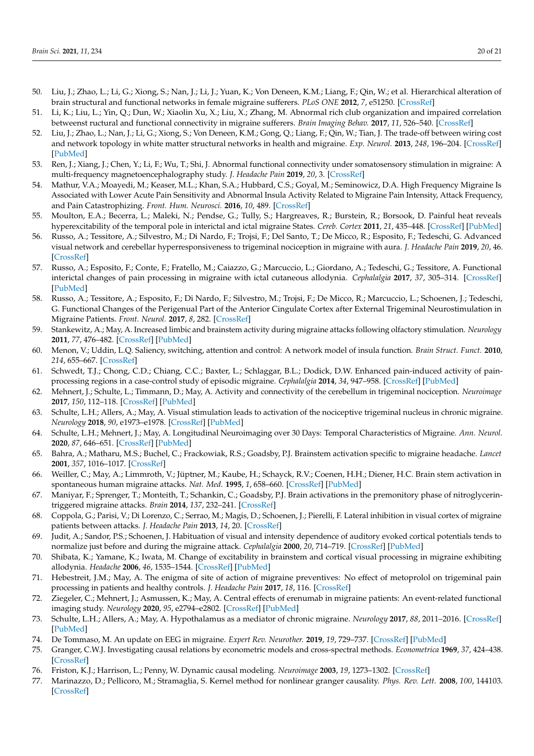50. Liu, J.; Zhao, L.; Li, G.; Xiong, S.; Nan, J.; Li, J.; Yuan, K.; Von Deneen, K.M.; Liang, F.; Qin, W.; et al. Hierarchical alteration of brain structural and functional networks in female migraine sufferers. *PLoS ONE* **2012**, *7*, e51250. [CrossRef]
51. Li, K.; Liu, L.; Yin, Q.; Dun, W.; Xiaolin Xu, X.; Liu, X.; Zhang, M. Abnormal rich club organization and impaired correlation betweenst ructural and functional connectivity in migraine sufferers. *Brain Imaging Behav.* **2017**, *11*, 526–540. [CrossRef]
52. Liu, J.; Zhao, L.; Nan, J.; Li, G.; Xiong, S.; Von Deneen, K.M.; Gong, Q.; Liang, F.; Qin, W.; Tian, J. The trade-off between wiring cost and network topology in white matter structural networks in health and migraine. *Exp. Neurol.* **2013**, *248*, 196–204. [CrossRef] [PubMed]
53. Ren, J.; Xiang, J.; Chen, Y.; Li, F.; Wu, T.; Shi, J. Abnormal functional connectivity under somatosensory stimulation in migraine: A multi-frequency magnetoencephalography study. *J. Headache Pain* **2019**, *20*, 3. [CrossRef]
54. Mathur, V.A.; Moayedi, M.; Keaser, M.L.; Khan, S.A.; Hubbard, C.S.; Goyal, M.; Seminowicz, D.A. High Frequency Migraine Is Associated with Lower Acute Pain Sensitivity and Abnormal Insula Activity Related to Migraine Pain Intensity, Attack Frequency, and Pain Catastrophizing. *Front. Hum. Neurosci.* **2016**, *10*, 489. [CrossRef]
55. Moulton, E.A.; Becerra, L.; Maleki, N.; Pendse, G.; Tully, S.; Hargreaves, R.; Burstein, R.; Borsook, D. Painful heat reveals hyperexcitability of the temporal pole in interictal and ictal migraine States. *Cereb. Cortex* **2011**, *21*, 435–448. [CrossRef] [PubMed]
56. Russo, A.; Tessitore, A.; Silvestro, M.; Di Nardo, F.; Trojsi, F.; Del Santo, T.; De Micco, R.; Esposito, F.; Tedeschi, G. Advanced visual network and cerebellar hyperresponsiveness to trigeminal nociception in migraine with aura. *J. Headache Pain* **2019**, *20*, 46. [CrossRef]
57. Russo, A.; Esposito, F.; Conte, F.; Fratello, M.; Caiazzo, G.; Marcuccio, L.; Giordano, A.; Tedeschi, G.; Tessitore, A. Functional interictal changes of pain processing in migraine with ictal cutaneous allodynia. *Cephalalgia* **2017**, *37*, 305–314. [CrossRef] [PubMed]
58. Russo, A.; Tessitore, A.; Esposito, F.; Di Nardo, F.; Silvestro, M.; Trojsi, F.; De Micco, R.; Marcuccio, L.; Schoenen, J.; Tedeschi, G. Functional Changes of the Perigenual Part of the Anterior Cingulate Cortex after External Trigeminal Neurostimulation in Migraine Patients. *Front. Neurol.* **2017**, *8*, 282. [CrossRef]
59. Stankewitz, A.; May, A. Increased limbic and brainstem activity during migraine attacks following olfactory stimulation. *Neurology* **2011**, *77*, 476–482. [CrossRef] [PubMed]
60. Menon, V.; Uddin, L.Q. Saliency, switching, attention and control: A network model of insula function. *Brain Struct. Funct.* **2010**, *214*, 655–667. [CrossRef]
61. Schwedt, T.J.; Chong, C.D.; Chiang, C.C.; Baxter, L.; Schlaggar, B.L.; Dodick, D.W. Enhanced pain-induced activity of pain-processing regions in a case-control study of episodic migraine. *Cephalalgia* **2014**, *34*, 947–958. [CrossRef] [PubMed]
62. Mehnert, J.; Schulte, L.; Timmann, D.; May, A. Activity and connectivity of the cerebellum in trigeminal nociception. *Neuroimage* **2017**, *150*, 112–118. [CrossRef] [PubMed]
63. Schulte, L.H.; Allers, A.; May, A. Visual stimulation leads to activation of the nociceptive trigeminal nucleus in chronic migraine. *Neurology* **2018**, *90*, e1973–e1978. [CrossRef] [PubMed]
64. Schulte, L.H.; Mehnert, J.; May, A. Longitudinal Neuroimaging over 30 Days: Temporal Characteristics of Migraine. *Ann. Neurol.* **2020**, *87*, 646–651. [CrossRef] [PubMed]
65. Bahra, A.; Matharu, M.S.; Buchel, C.; Frackowiak, R.S.; Goadsby, P.J. Brainstem activation specific to migraine headache. *Lancet* **2001**, *357*, 1016–1017. [CrossRef]
66. Weiller, C.; May, A.; Limmroth, V.; Jüptner, M.; Kaube, H.; Schayck, R.V.; Coenen, H.H.; Diener, H.C. Brain stem activation in spontaneous human migraine attacks. *Nat. Med.* **1995**, *1*, 658–660. [CrossRef] [PubMed]
67. Maniyar, F.; Sprenger, T.; Monteith, T.; Schankin, C.; Goadsby, P.J. Brain activations in the premonitory phase of nitroglycerin-triggered migraine attacks. *Brain* **2014**, *137*, 232–241. [CrossRef]
68. Coppola, G.; Parisi, V.; Di Lorenzo, C.; Serrao, M.; Magis, D.; Schoenen, J.; Pierelli, F. Lateral inhibition in visual cortex of migraine patients between attacks. *J. Headache Pain* **2013**, *14*, 20. [CrossRef]
69. Judit, A.; Sandor, P.S.; Schoenen, J. Habituation of visual and intensity dependence of auditory evoked cortical potentials tends to normalize just before and during the migraine attack. *Cephalalgia* **2000**, *20*, 714–719. [CrossRef] [PubMed]
70. Shibata, K.; Yamane, K.; Iwata, M. Change of excitability in brainstem and cortical visual processing in migraine exhibiting allodynia. *Headache* **2006**, *46*, 1535–1544. [CrossRef] [PubMed]
71. Hebestreit, J.M.; May, A. The enigma of site of action of migraine preventives: No effect of metoprolol on trigeminal pain processing in patients and healthy controls. *J. Headache Pain* **2017**, *18*, 116. [CrossRef]
72. Ziegeler, C.; Mehnert, J.; Asmussen, K.; May, A. Central effects of erenumab in migraine patients: An event-related functional imaging study. *Neurology* **2020**, *95*, e2794–e2802. [CrossRef] [PubMed]
73. Schulte, L.H.; Allers, A.; May, A. Hypothalamus as a mediator of chronic migraine. *Neurology* **2017**, *88*, 2011–2016. [CrossRef] [PubMed]
74. De Tommaso, M. An update on EEG in migraine. *Expert Rev. Neurother.* **2019**, *19*, 729–737. [CrossRef] [PubMed]
75. Granger, C.W.J. Investigating causal relations by econometric models and cross-spectral methods. *Econometrica* **1969**, *37*, 424–438. [CrossRef]
76. Friston, K.J.; Harrison, L.; Penny, W. Dynamic causal modeling. *Neuroimage* **2003**, *19*, 1273–1302. [CrossRef]
77. Marinazzo, D.; Pellicoro, M.; Stramaglia, S. Kernel method for nonlinear granger causality. *Phys. Rev. Lett.* **2008**, *100*, 144103. [CrossRef]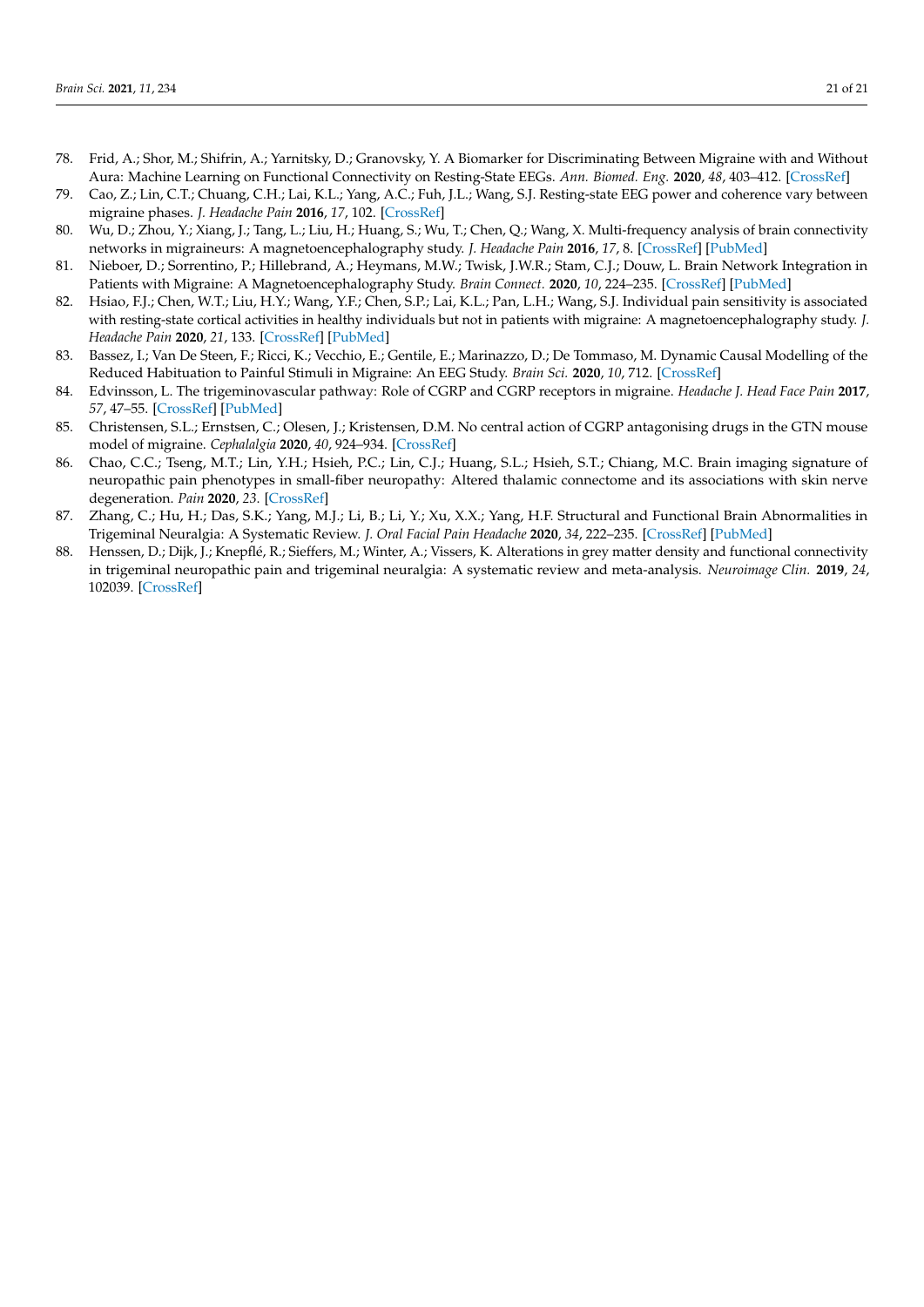78. Frid, A.; Shor, M.; Shifrin, A.; Yarnitsky, D.; Granovsky, Y. A Biomarker for Discriminating Between Migraine with and Without Aura: Machine Learning on Functional Connectivity on Resting-State EEGs. *Ann. Biomed. Eng.* **2020**, *48*, 403–412. [CrossRef]
79. Cao, Z.; Lin, C.T.; Chuang, C.H.; Lai, K.L.; Yang, A.C.; Fuh, J.L.; Wang, S.J. Resting-state EEG power and coherence vary between migraine phases. *J. Headache Pain* **2016**, *17*, 102. [CrossRef]
80. Wu, D.; Zhou, Y.; Xiang, J.; Tang, L.; Liu, H.; Huang, S.; Wu, T.; Chen, Q.; Wang, X. Multi-frequency analysis of brain connectivity networks in migraineurs: A magnetoencephalography study. *J. Headache Pain* **2016**, *17*, 8. [CrossRef] [PubMed]
81. Nieboer, D.; Sorrentino, P.; Hillebrand, A.; Heymans, M.W.; Twisk, J.W.R.; Stam, C.J.; Douw, L. Brain Network Integration in Patients with Migraine: A Magnetoencephalography Study. *Brain Connect.* **2020**, *10*, 224–235. [CrossRef] [PubMed]
82. Hsiao, F.J.; Chen, W.T.; Liu, H.Y.; Wang, Y.F.; Chen, S.P.; Lai, K.L.; Pan, L.H.; Wang, S.J. Individual pain sensitivity is associated with resting-state cortical activities in healthy individuals but not in patients with migraine: A magnetoencephalography study. *J. Headache Pain* **2020**, *21*, 133. [CrossRef] [PubMed]
83. Bassez, I.; Van De Steen, F.; Ricci, K.; Vecchio, E.; Gentile, E.; Marinazzo, D.; De Tommaso, M. Dynamic Causal Modelling of the Reduced Habituation to Painful Stimuli in Migraine: An EEG Study. *Brain Sci.* **2020**, *10*, 712. [CrossRef]
84. Edvinsson, L. The trigeminovascular pathway: Role of CGRP and CGRP receptors in migraine. *Headache J. Head Face Pain* **2017**, *57*, 47–55. [CrossRef] [PubMed]
85. Christensen, S.L.; Ernstsen, C.; Olesen, J.; Kristensen, D.M. No central action of CGRP antagonising drugs in the GTN mouse model of migraine. *Cephalalgia* **2020**, *40*, 924–934. [CrossRef]
86. Chao, C.C.; Tseng, M.T.; Lin, Y.H.; Hsieh, P.C.; Lin, C.J.; Huang, S.L.; Hsieh, S.T.; Chiang, M.C. Brain imaging signature of neuropathic pain phenotypes in small-fiber neuropathy: Altered thalamic connectome and its associations with skin nerve degeneration. *Pain* **2020**, *23*. [CrossRef]
87. Zhang, C.; Hu, H.; Das, S.K.; Yang, M.J.; Li, B.; Li, Y.; Xu, X.X.; Yang, H.F. Structural and Functional Brain Abnormalities in Trigeminal Neuralgia: A Systematic Review. *J. Oral Facial Pain Headache* **2020**, *34*, 222–235. [CrossRef] [PubMed]
88. Henssen, D.; Dijk, J.; Knepflé, R.; Sieffers, M.; Winter, A.; Vissers, K. Alterations in grey matter density and functional connectivity in trigeminal neuropathic pain and trigeminal neuralgia: A systematic review and meta-analysis. *Neuroimage Clin.* **2019**, *24*, 102039. [CrossRef]